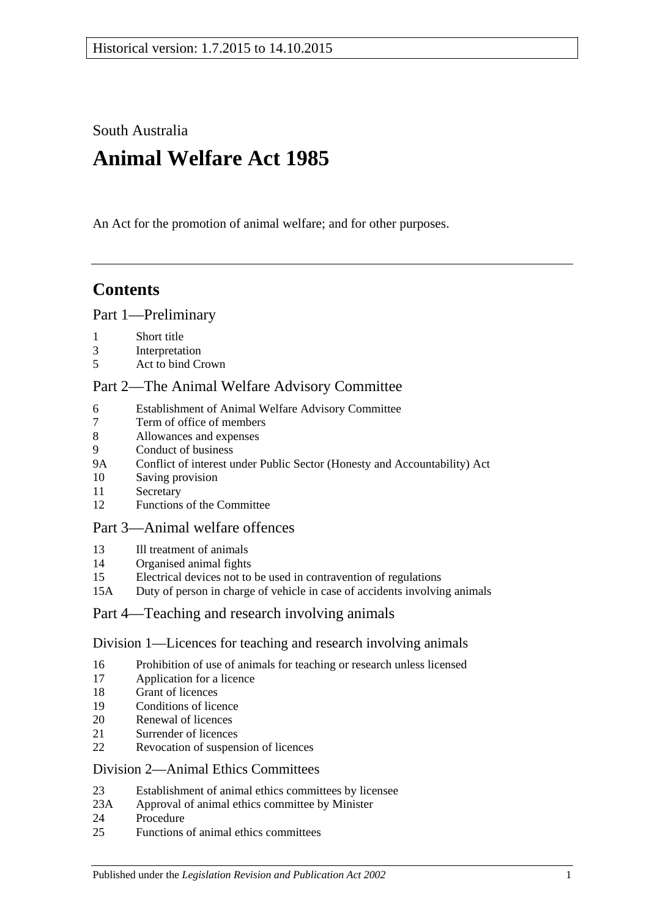Historical version: 1.7.2015 to 14.10.2015

South Australia

# Animal Welfare Act 1985

An Act for the promotion of animal welfare; and for other purposes.

## Contents

### Part 1—Preliminary

1 Short title
3 Interpretation
5 Act to bind Crown

### Part 2—The Animal Welfare Advisory Committee

6 Establishment of Animal Welfare Advisory Committee
7 Term of office of members
8 Allowances and expenses
9 Conduct of business
9A Conflict of interest under Public Sector (Honesty and Accountability) Act
10 Saving provision
11 Secretary
12 Functions of the Committee

### Part 3—Animal welfare offences

13 Ill treatment of animals
14 Organised animal fights
15 Electrical devices not to be used in contravention of regulations
15A Duty of person in charge of vehicle in case of accidents involving animals

### Part 4—Teaching and research involving animals

#### Division 1—Licences for teaching and research involving animals

16 Prohibition of use of animals for teaching or research unless licensed
17 Application for a licence
18 Grant of licences
19 Conditions of licence
20 Renewal of licences
21 Surrender of licences
22 Revocation of suspension of licences

#### Division 2—Animal Ethics Committees

23 Establishment of animal ethics committees by licensee
23A Approval of animal ethics committee by Minister
24 Procedure
25 Functions of animal ethics committees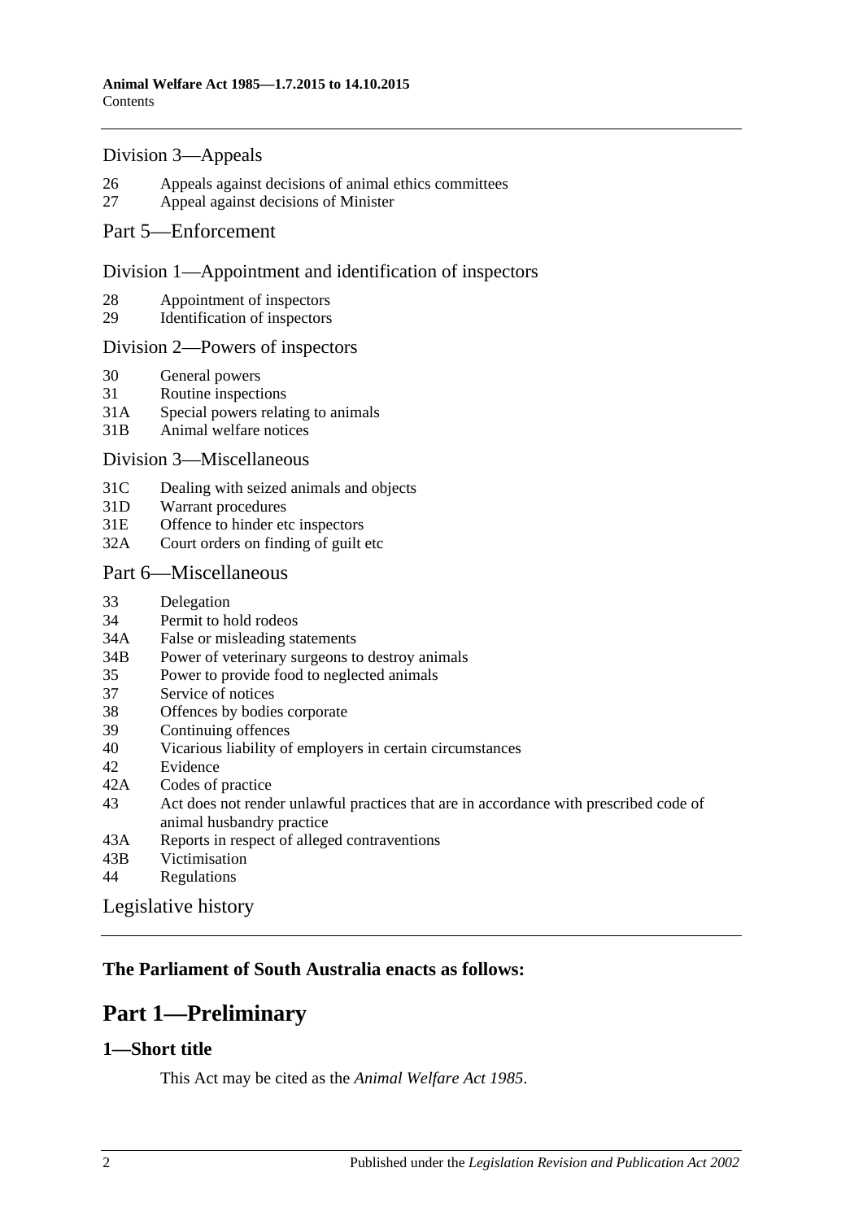Division 3—Appeals

- 26 Appeals against decisions of animal ethics committees
- 27 Appeal against decisions of Minister

Part 5—Enforcement

Division 1—Appointment and identification of inspectors

- 28 Appointment of inspectors
- 29 Identification of inspectors

Division 2—Powers of inspectors

- 30 General powers
- 31 Routine inspections
- 31A Special powers relating to animals
- 31B Animal welfare notices

Division 3—Miscellaneous

- 31C Dealing with seized animals and objects
- 31D Warrant procedures
- 31E Offence to hinder etc inspectors
- 32A Court orders on finding of guilt etc

Part 6—Miscellaneous

- 33 Delegation
- 34 Permit to hold rodeos
- 34A False or misleading statements
- 34B Power of veterinary surgeons to destroy animals
- 35 Power to provide food to neglected animals
- 37 Service of notices
- 38 Offences by bodies corporate
- 39 Continuing offences
- 40 Vicarious liability of employers in certain circumstances
- 42 Evidence
- 42A Codes of practice
- 43 Act does not render unlawful practices that are in accordance with prescribed code of animal husbandry practice
- 43A Reports in respect of alleged contraventions
- 43B Victimisation
- 44 Regulations

Legislative history

**The Parliament of South Australia enacts as follows:**

# Part 1—Preliminary

## 1—Short title

This Act may be cited as the *Animal Welfare Act 1985*.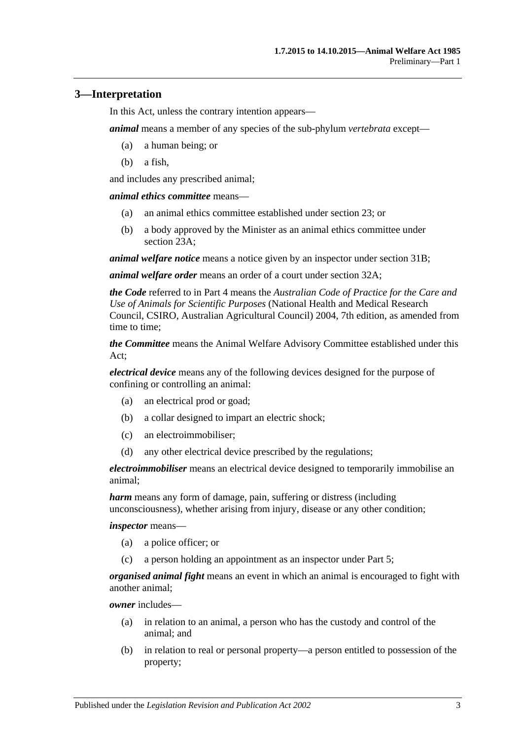## 3—Interpretation

In this Act, unless the contrary intention appears—

***animal*** means a member of any species of the sub-phylum *vertebrata* except—

(a) a human being; or

(b) a fish,

and includes any prescribed animal;

***animal ethics committee*** means—

(a) an animal ethics committee established under section 23; or

(b) a body approved by the Minister as an animal ethics committee under section 23A;

***animal welfare notice*** means a notice given by an inspector under section 31B;

***animal welfare order*** means an order of a court under section 32A;

***the Code*** referred to in Part 4 means the *Australian Code of Practice for the Care and Use of Animals for Scientific Purposes* (National Health and Medical Research Council, CSIRO, Australian Agricultural Council) 2004, 7th edition, as amended from time to time;

***the Committee*** means the Animal Welfare Advisory Committee established under this Act;

***electrical device*** means any of the following devices designed for the purpose of confining or controlling an animal:

(a) an electrical prod or goad;

(b) a collar designed to impart an electric shock;

(c) an electroimmobiliser;

(d) any other electrical device prescribed by the regulations;

***electroimmobiliser*** means an electrical device designed to temporarily immobilise an animal;

***harm*** means any form of damage, pain, suffering or distress (including unconsciousness), whether arising from injury, disease or any other condition;

***inspector*** means—

(a) a police officer; or

(c) a person holding an appointment as an inspector under Part 5;

***organised animal fight*** means an event in which an animal is encouraged to fight with another animal;

***owner*** includes—

(a) in relation to an animal, a person who has the custody and control of the animal; and

(b) in relation to real or personal property—a person entitled to possession of the property;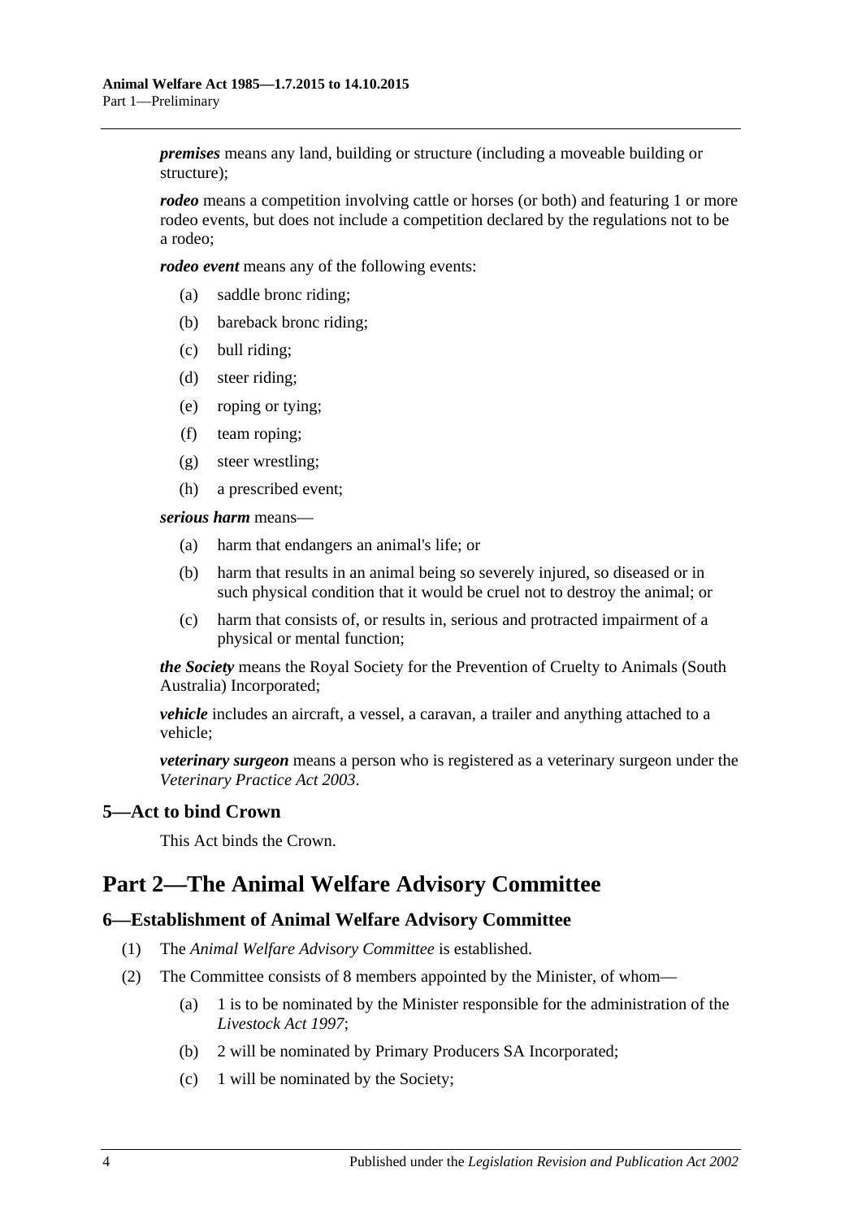***premises*** means any land, building or structure (including a moveable building or structure);

***rodeo*** means a competition involving cattle or horses (or both) and featuring 1 or more rodeo events, but does not include a competition declared by the regulations not to be a rodeo;

***rodeo event*** means any of the following events:

(a) saddle bronc riding;

(b) bareback bronc riding;

(c) bull riding;

(d) steer riding;

(e) roping or tying;

(f) team roping;

(g) steer wrestling;

(h) a prescribed event;

***serious harm*** means—

(a) harm that endangers an animal's life; or

(b) harm that results in an animal being so severely injured, so diseased or in such physical condition that it would be cruel not to destroy the animal; or

(c) harm that consists of, or results in, serious and protracted impairment of a physical or mental function;

***the Society*** means the Royal Society for the Prevention of Cruelty to Animals (South Australia) Incorporated;

***vehicle*** includes an aircraft, a vessel, a caravan, a trailer and anything attached to a vehicle;

***veterinary surgeon*** means a person who is registered as a veterinary surgeon under the *Veterinary Practice Act 2003*.

### 5—Act to bind Crown

This Act binds the Crown.

## Part 2—The Animal Welfare Advisory Committee

### 6—Establishment of Animal Welfare Advisory Committee

(1) The *Animal Welfare Advisory Committee* is established.

(2) The Committee consists of 8 members appointed by the Minister, of whom—

(a) 1 is to be nominated by the Minister responsible for the administration of the *Livestock Act 1997*;

(b) 2 will be nominated by Primary Producers SA Incorporated;

(c) 1 will be nominated by the Society;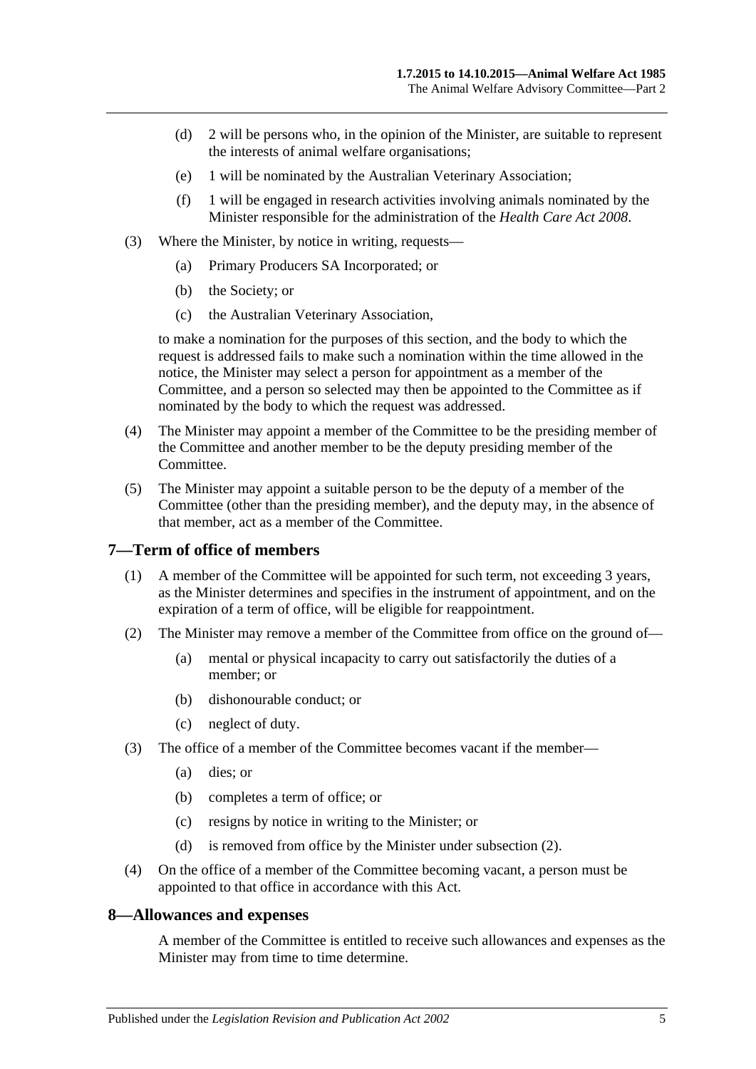(d) 2 will be persons who, in the opinion of the Minister, are suitable to represent the interests of animal welfare organisations;

(e) 1 will be nominated by the Australian Veterinary Association;

(f) 1 will be engaged in research activities involving animals nominated by the Minister responsible for the administration of the *Health Care Act 2008*.

(3) Where the Minister, by notice in writing, requests—

(a) Primary Producers SA Incorporated; or

(b) the Society; or

(c) the Australian Veterinary Association,

to make a nomination for the purposes of this section, and the body to which the request is addressed fails to make such a nomination within the time allowed in the notice, the Minister may select a person for appointment as a member of the Committee, and a person so selected may then be appointed to the Committee as if nominated by the body to which the request was addressed.

(4) The Minister may appoint a member of the Committee to be the presiding member of the Committee and another member to be the deputy presiding member of the Committee.

(5) The Minister may appoint a suitable person to be the deputy of a member of the Committee (other than the presiding member), and the deputy may, in the absence of that member, act as a member of the Committee.

## 7—Term of office of members

(1) A member of the Committee will be appointed for such term, not exceeding 3 years, as the Minister determines and specifies in the instrument of appointment, and on the expiration of a term of office, will be eligible for reappointment.

(2) The Minister may remove a member of the Committee from office on the ground of—

(a) mental or physical incapacity to carry out satisfactorily the duties of a member; or

(b) dishonourable conduct; or

(c) neglect of duty.

(3) The office of a member of the Committee becomes vacant if the member—

(a) dies; or

(b) completes a term of office; or

(c) resigns by notice in writing to the Minister; or

(d) is removed from office by the Minister under subsection (2).

(4) On the office of a member of the Committee becoming vacant, a person must be appointed to that office in accordance with this Act.

## 8—Allowances and expenses

A member of the Committee is entitled to receive such allowances and expenses as the Minister may from time to time determine.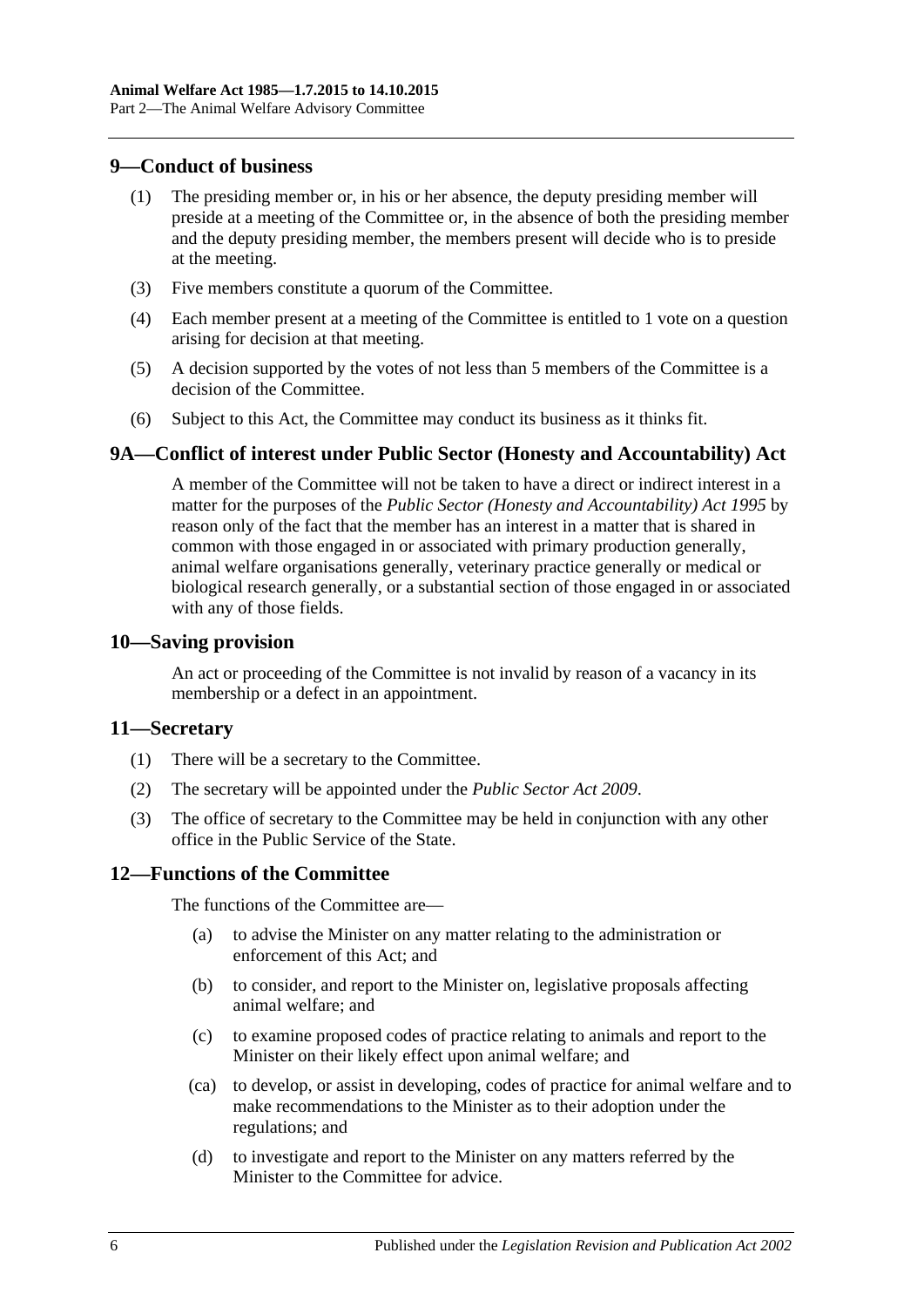## 9—Conduct of business

(1) The presiding member or, in his or her absence, the deputy presiding member will preside at a meeting of the Committee or, in the absence of both the presiding member and the deputy presiding member, the members present will decide who is to preside at the meeting.

(3) Five members constitute a quorum of the Committee.

(4) Each member present at a meeting of the Committee is entitled to 1 vote on a question arising for decision at that meeting.

(5) A decision supported by the votes of not less than 5 members of the Committee is a decision of the Committee.

(6) Subject to this Act, the Committee may conduct its business as it thinks fit.

## 9A—Conflict of interest under Public Sector (Honesty and Accountability) Act

A member of the Committee will not be taken to have a direct or indirect interest in a matter for the purposes of the *Public Sector (Honesty and Accountability) Act 1995* by reason only of the fact that the member has an interest in a matter that is shared in common with those engaged in or associated with primary production generally, animal welfare organisations generally, veterinary practice generally or medical or biological research generally, or a substantial section of those engaged in or associated with any of those fields.

## 10—Saving provision

An act or proceeding of the Committee is not invalid by reason of a vacancy in its membership or a defect in an appointment.

## 11—Secretary

(1) There will be a secretary to the Committee.

(2) The secretary will be appointed under the *Public Sector Act 2009*.

(3) The office of secretary to the Committee may be held in conjunction with any other office in the Public Service of the State.

## 12—Functions of the Committee

The functions of the Committee are—

(a) to advise the Minister on any matter relating to the administration or enforcement of this Act; and

(b) to consider, and report to the Minister on, legislative proposals affecting animal welfare; and

(c) to examine proposed codes of practice relating to animals and report to the Minister on their likely effect upon animal welfare; and

(ca) to develop, or assist in developing, codes of practice for animal welfare and to make recommendations to the Minister as to their adoption under the regulations; and

(d) to investigate and report to the Minister on any matters referred by the Minister to the Committee for advice.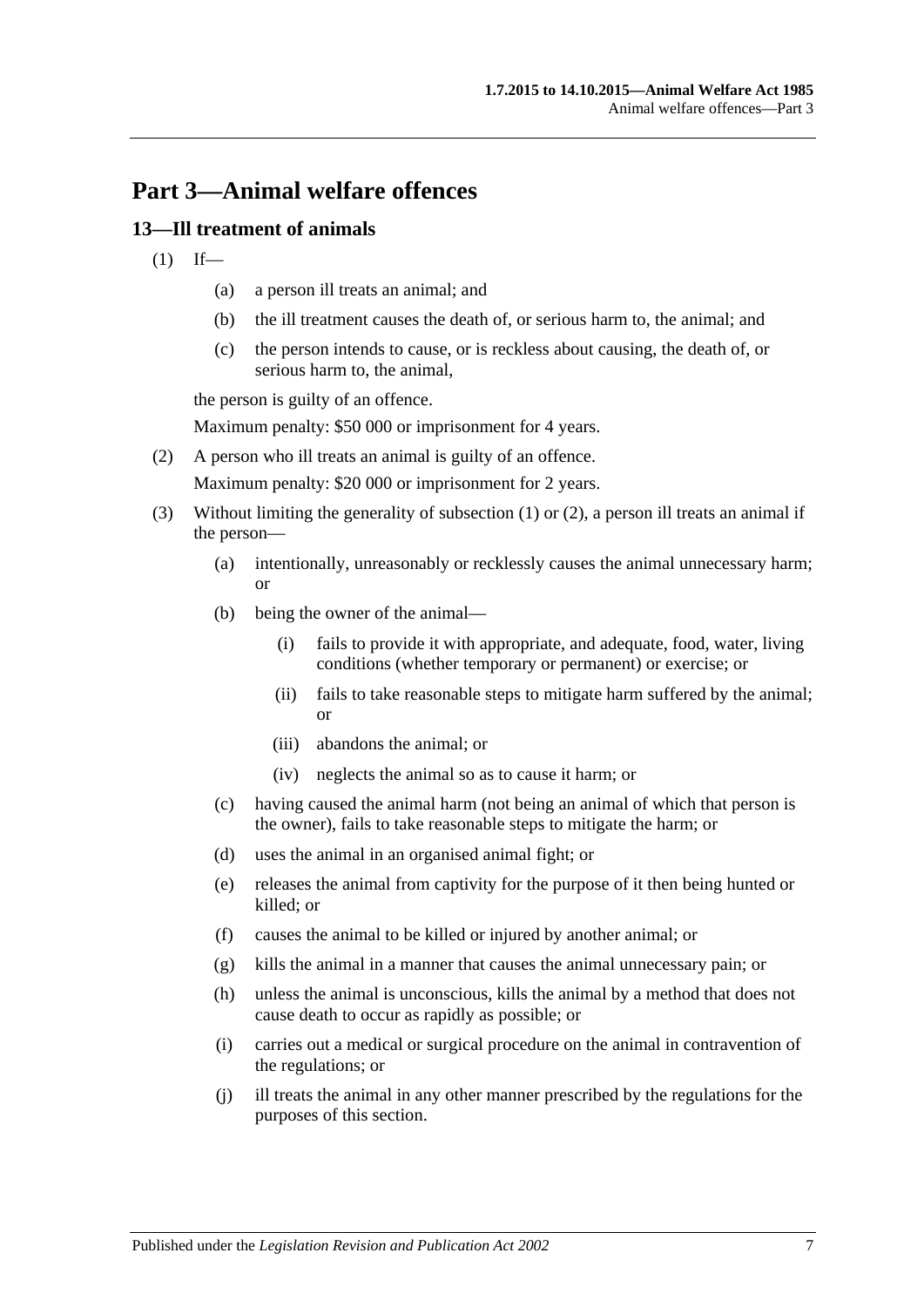# Part 3—Animal welfare offences

## 13—Ill treatment of animals

(1) If—

  (a) a person ill treats an animal; and

  (b) the ill treatment causes the death of, or serious harm to, the animal; and

  (c) the person intends to cause, or is reckless about causing, the death of, or serious harm to, the animal,

the person is guilty of an offence.

Maximum penalty: $50 000 or imprisonment for 4 years.

(2) A person who ill treats an animal is guilty of an offence.

Maximum penalty: $20 000 or imprisonment for 2 years.

(3) Without limiting the generality of subsection (1) or (2), a person ill treats an animal if the person—

  (a) intentionally, unreasonably or recklessly causes the animal unnecessary harm; or

  (b) being the owner of the animal—

    (i) fails to provide it with appropriate, and adequate, food, water, living conditions (whether temporary or permanent) or exercise; or

    (ii) fails to take reasonable steps to mitigate harm suffered by the animal; or

    (iii) abandons the animal; or

    (iv) neglects the animal so as to cause it harm; or

  (c) having caused the animal harm (not being an animal of which that person is the owner), fails to take reasonable steps to mitigate the harm; or

  (d) uses the animal in an organised animal fight; or

  (e) releases the animal from captivity for the purpose of it then being hunted or killed; or

  (f) causes the animal to be killed or injured by another animal; or

  (g) kills the animal in a manner that causes the animal unnecessary pain; or

  (h) unless the animal is unconscious, kills the animal by a method that does not cause death to occur as rapidly as possible; or

  (i) carries out a medical or surgical procedure on the animal in contravention of the regulations; or

  (j) ill treats the animal in any other manner prescribed by the regulations for the purposes of this section.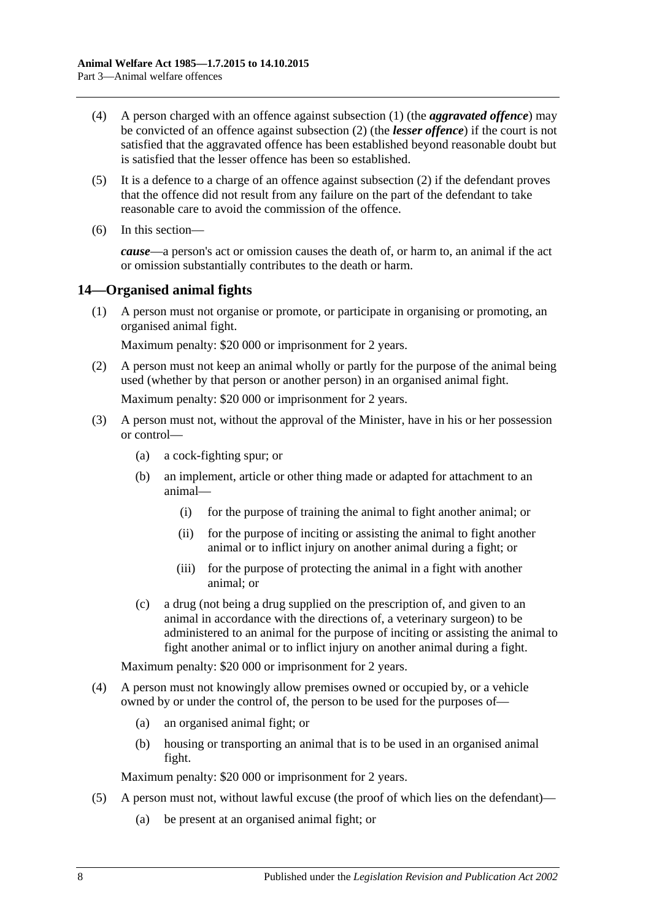(4) A person charged with an offence against subsection (1) (the ***aggravated offence***) may be convicted of an offence against subsection (2) (the ***lesser offence***) if the court is not satisfied that the aggravated offence has been established beyond reasonable doubt but is satisfied that the lesser offence has been so established.

(5) It is a defence to a charge of an offence against subsection (2) if the defendant proves that the offence did not result from any failure on the part of the defendant to take reasonable care to avoid the commission of the offence.

(6) In this section—

***cause***—a person's act or omission causes the death of, or harm to, an animal if the act or omission substantially contributes to the death or harm.

## 14—Organised animal fights

(1) A person must not organise or promote, or participate in organising or promoting, an organised animal fight.

Maximum penalty: $20 000 or imprisonment for 2 years.

(2) A person must not keep an animal wholly or partly for the purpose of the animal being used (whether by that person or another person) in an organised animal fight.

Maximum penalty: $20 000 or imprisonment for 2 years.

(3) A person must not, without the approval of the Minister, have in his or her possession or control—

(a) a cock-fighting spur; or

(b) an implement, article or other thing made or adapted for attachment to an animal—

(i) for the purpose of training the animal to fight another animal; or

(ii) for the purpose of inciting or assisting the animal to fight another animal or to inflict injury on another animal during a fight; or

(iii) for the purpose of protecting the animal in a fight with another animal; or

(c) a drug (not being a drug supplied on the prescription of, and given to an animal in accordance with the directions of, a veterinary surgeon) to be administered to an animal for the purpose of inciting or assisting the animal to fight another animal or to inflict injury on another animal during a fight.

Maximum penalty: $20 000 or imprisonment for 2 years.

(4) A person must not knowingly allow premises owned or occupied by, or a vehicle owned by or under the control of, the person to be used for the purposes of—

(a) an organised animal fight; or

(b) housing or transporting an animal that is to be used in an organised animal fight.

Maximum penalty: $20 000 or imprisonment for 2 years.

(5) A person must not, without lawful excuse (the proof of which lies on the defendant)—

(a) be present at an organised animal fight; or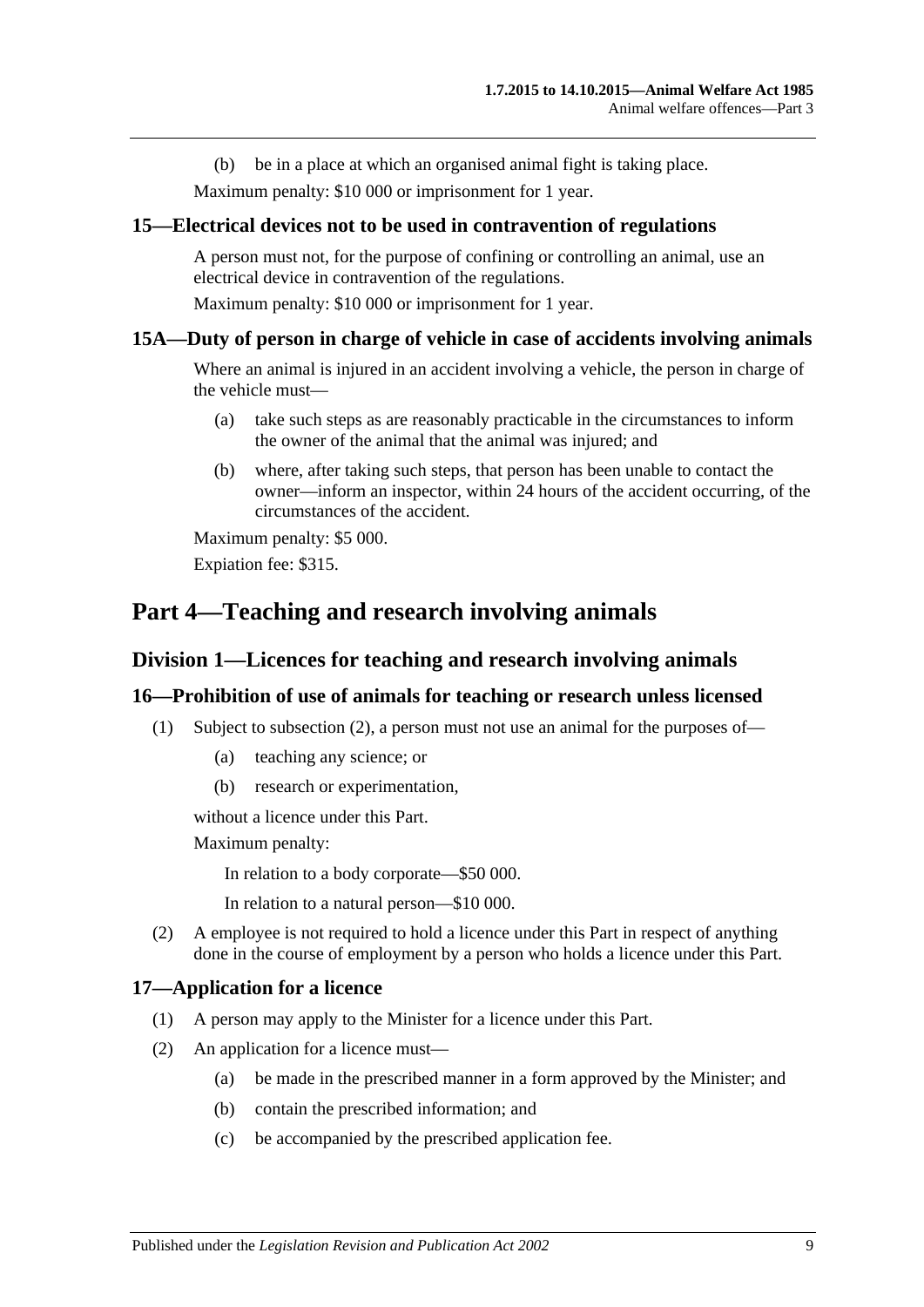(b) be in a place at which an organised animal fight is taking place.

Maximum penalty: $10 000 or imprisonment for 1 year.

### 15—Electrical devices not to be used in contravention of regulations

A person must not, for the purpose of confining or controlling an animal, use an electrical device in contravention of the regulations.

Maximum penalty: $10 000 or imprisonment for 1 year.

### 15A—Duty of person in charge of vehicle in case of accidents involving animals

Where an animal is injured in an accident involving a vehicle, the person in charge of the vehicle must—

(a) take such steps as are reasonably practicable in the circumstances to inform the owner of the animal that the animal was injured; and

(b) where, after taking such steps, that person has been unable to contact the owner—inform an inspector, within 24 hours of the accident occurring, of the circumstances of the accident.

Maximum penalty: $5 000.

Expiation fee: $315.

# Part 4—Teaching and research involving animals

## Division 1—Licences for teaching and research involving animals

### 16—Prohibition of use of animals for teaching or research unless licensed

(1) Subject to subsection (2), a person must not use an animal for the purposes of—

(a) teaching any science; or

(b) research or experimentation,

without a licence under this Part.

Maximum penalty:

In relation to a body corporate—$50 000.

In relation to a natural person—$10 000.

(2) A employee is not required to hold a licence under this Part in respect of anything done in the course of employment by a person who holds a licence under this Part.

### 17—Application for a licence

(1) A person may apply to the Minister for a licence under this Part.

(2) An application for a licence must—

(a) be made in the prescribed manner in a form approved by the Minister; and

(b) contain the prescribed information; and

(c) be accompanied by the prescribed application fee.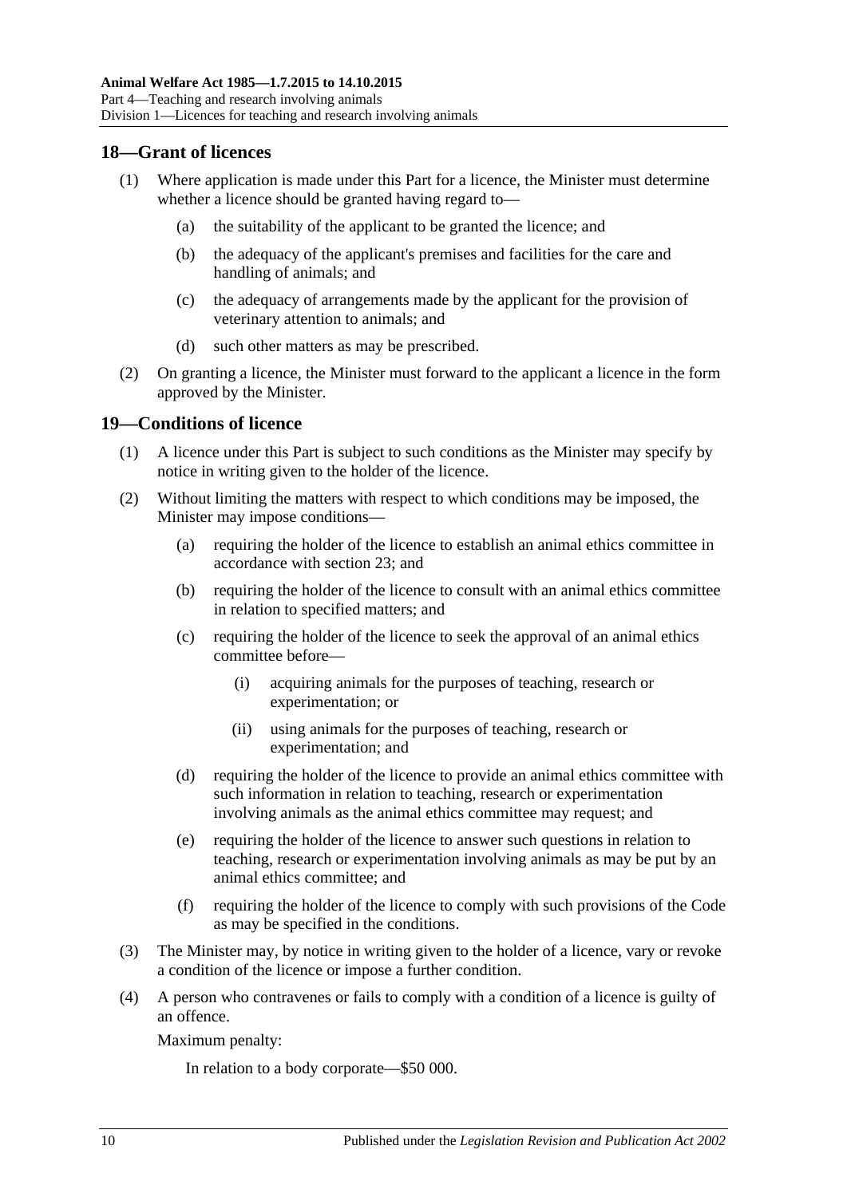## 18—Grant of licences

(1) Where application is made under this Part for a licence, the Minister must determine whether a licence should be granted having regard to—

  (a) the suitability of the applicant to be granted the licence; and

  (b) the adequacy of the applicant's premises and facilities for the care and handling of animals; and

  (c) the adequacy of arrangements made by the applicant for the provision of veterinary attention to animals; and

  (d) such other matters as may be prescribed.

(2) On granting a licence, the Minister must forward to the applicant a licence in the form approved by the Minister.

## 19—Conditions of licence

(1) A licence under this Part is subject to such conditions as the Minister may specify by notice in writing given to the holder of the licence.

(2) Without limiting the matters with respect to which conditions may be imposed, the Minister may impose conditions—

  (a) requiring the holder of the licence to establish an animal ethics committee in accordance with section 23; and

  (b) requiring the holder of the licence to consult with an animal ethics committee in relation to specified matters; and

  (c) requiring the holder of the licence to seek the approval of an animal ethics committee before—

    (i) acquiring animals for the purposes of teaching, research or experimentation; or

    (ii) using animals for the purposes of teaching, research or experimentation; and

  (d) requiring the holder of the licence to provide an animal ethics committee with such information in relation to teaching, research or experimentation involving animals as the animal ethics committee may request; and

  (e) requiring the holder of the licence to answer such questions in relation to teaching, research or experimentation involving animals as may be put by an animal ethics committee; and

  (f) requiring the holder of the licence to comply with such provisions of the Code as may be specified in the conditions.

(3) The Minister may, by notice in writing given to the holder of a licence, vary or revoke a condition of the licence or impose a further condition.

(4) A person who contravenes or fails to comply with a condition of a licence is guilty of an offence.

Maximum penalty:

In relation to a body corporate—$50 000.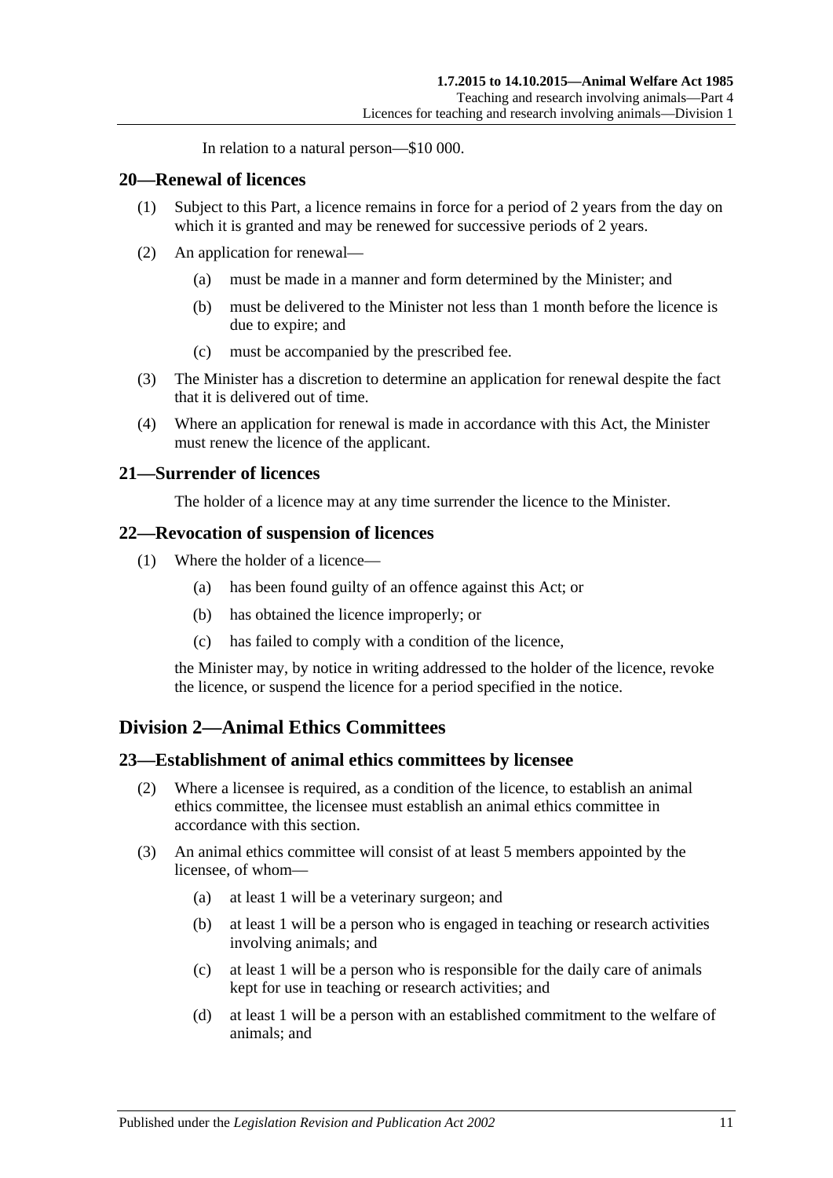In relation to a natural person—$10 000.

## 20—Renewal of licences

(1) Subject to this Part, a licence remains in force for a period of 2 years from the day on which it is granted and may be renewed for successive periods of 2 years.

(2) An application for renewal—

(a) must be made in a manner and form determined by the Minister; and

(b) must be delivered to the Minister not less than 1 month before the licence is due to expire; and

(c) must be accompanied by the prescribed fee.

(3) The Minister has a discretion to determine an application for renewal despite the fact that it is delivered out of time.

(4) Where an application for renewal is made in accordance with this Act, the Minister must renew the licence of the applicant.

## 21—Surrender of licences

The holder of a licence may at any time surrender the licence to the Minister.

## 22—Revocation of suspension of licences

(1) Where the holder of a licence—

(a) has been found guilty of an offence against this Act; or

(b) has obtained the licence improperly; or

(c) has failed to comply with a condition of the licence,

the Minister may, by notice in writing addressed to the holder of the licence, revoke the licence, or suspend the licence for a period specified in the notice.

# Division 2—Animal Ethics Committees

## 23—Establishment of animal ethics committees by licensee

(2) Where a licensee is required, as a condition of the licence, to establish an animal ethics committee, the licensee must establish an animal ethics committee in accordance with this section.

(3) An animal ethics committee will consist of at least 5 members appointed by the licensee, of whom—

(a) at least 1 will be a veterinary surgeon; and

(b) at least 1 will be a person who is engaged in teaching or research activities involving animals; and

(c) at least 1 will be a person who is responsible for the daily care of animals kept for use in teaching or research activities; and

(d) at least 1 will be a person with an established commitment to the welfare of animals; and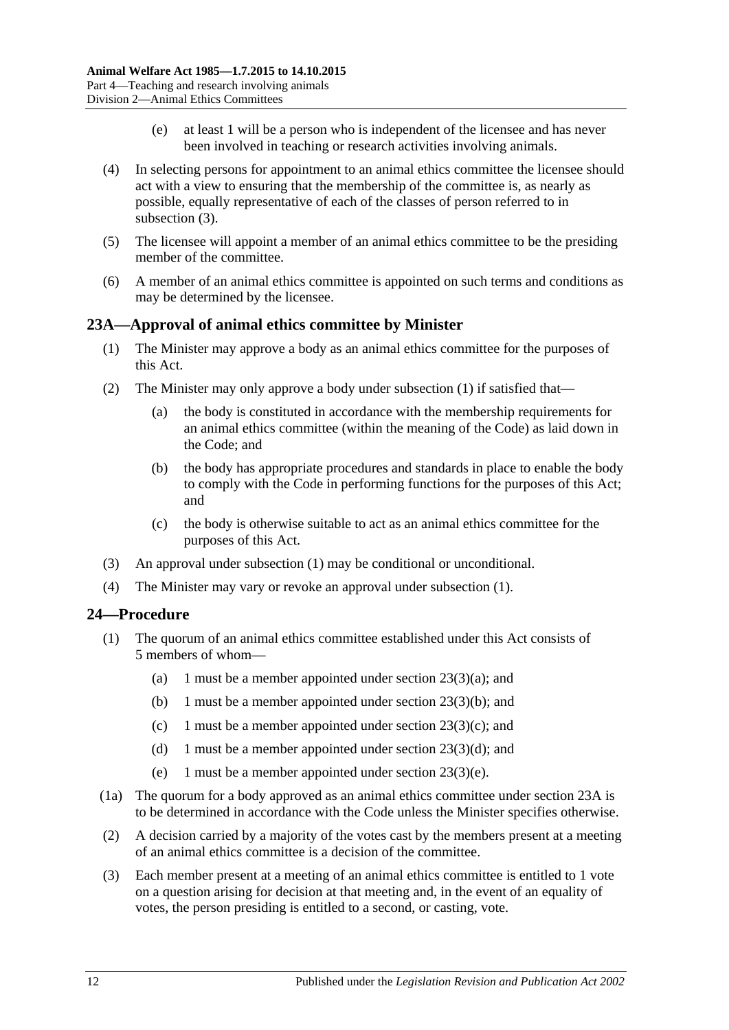(e) at least 1 will be a person who is independent of the licensee and has never been involved in teaching or research activities involving animals.

(4) In selecting persons for appointment to an animal ethics committee the licensee should act with a view to ensuring that the membership of the committee is, as nearly as possible, equally representative of each of the classes of person referred to in subsection (3).

(5) The licensee will appoint a member of an animal ethics committee to be the presiding member of the committee.

(6) A member of an animal ethics committee is appointed on such terms and conditions as may be determined by the licensee.

## 23A—Approval of animal ethics committee by Minister

(1) The Minister may approve a body as an animal ethics committee for the purposes of this Act.

(2) The Minister may only approve a body under subsection (1) if satisfied that—

(a) the body is constituted in accordance with the membership requirements for an animal ethics committee (within the meaning of the Code) as laid down in the Code; and

(b) the body has appropriate procedures and standards in place to enable the body to comply with the Code in performing functions for the purposes of this Act; and

(c) the body is otherwise suitable to act as an animal ethics committee for the purposes of this Act.

(3) An approval under subsection (1) may be conditional or unconditional.

(4) The Minister may vary or revoke an approval under subsection (1).

## 24—Procedure

(1) The quorum of an animal ethics committee established under this Act consists of 5 members of whom—

(a) 1 must be a member appointed under section 23(3)(a); and

(b) 1 must be a member appointed under section 23(3)(b); and

(c) 1 must be a member appointed under section 23(3)(c); and

(d) 1 must be a member appointed under section 23(3)(d); and

(e) 1 must be a member appointed under section 23(3)(e).

(1a) The quorum for a body approved as an animal ethics committee under section 23A is to be determined in accordance with the Code unless the Minister specifies otherwise.

(2) A decision carried by a majority of the votes cast by the members present at a meeting of an animal ethics committee is a decision of the committee.

(3) Each member present at a meeting of an animal ethics committee is entitled to 1 vote on a question arising for decision at that meeting and, in the event of an equality of votes, the person presiding is entitled to a second, or casting, vote.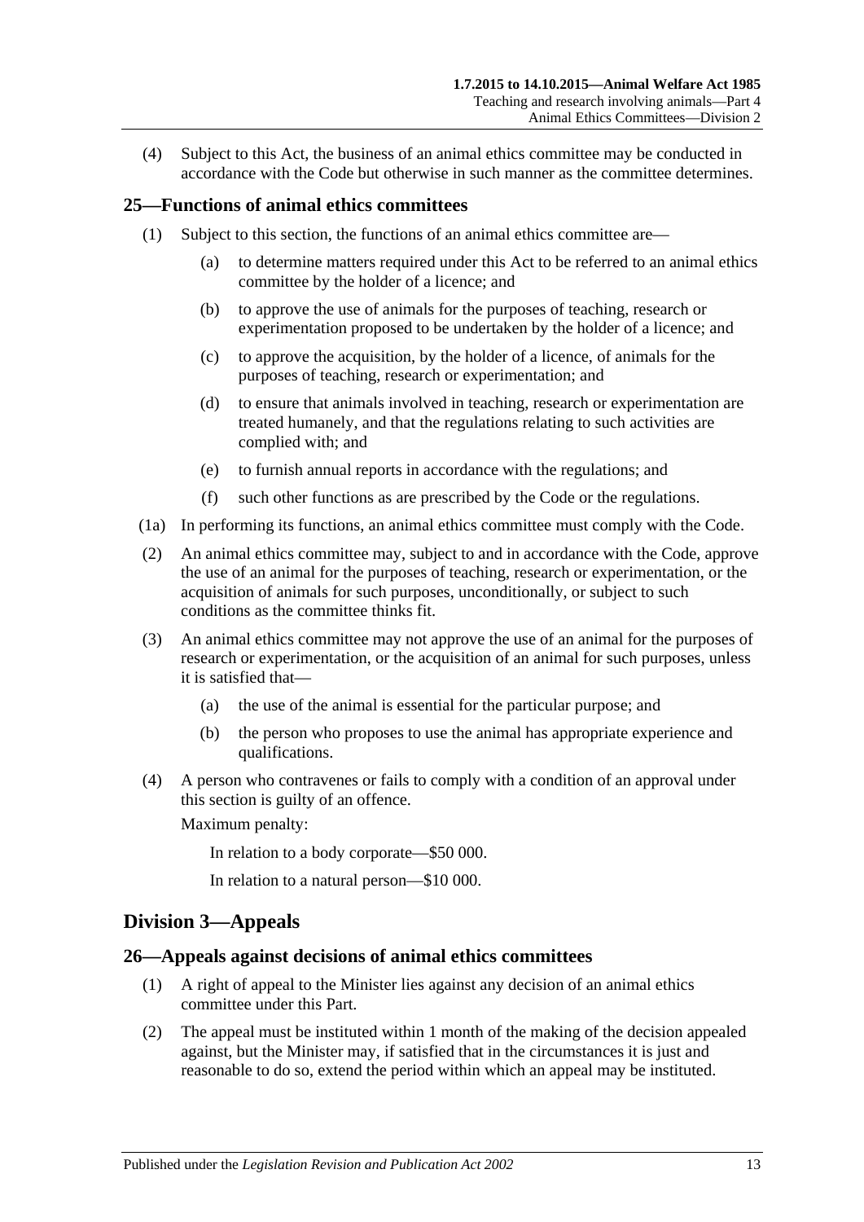(4) Subject to this Act, the business of an animal ethics committee may be conducted in accordance with the Code but otherwise in such manner as the committee determines.

## 25—Functions of animal ethics committees

(1) Subject to this section, the functions of an animal ethics committee are—

(a) to determine matters required under this Act to be referred to an animal ethics committee by the holder of a licence; and

(b) to approve the use of animals for the purposes of teaching, research or experimentation proposed to be undertaken by the holder of a licence; and

(c) to approve the acquisition, by the holder of a licence, of animals for the purposes of teaching, research or experimentation; and

(d) to ensure that animals involved in teaching, research or experimentation are treated humanely, and that the regulations relating to such activities are complied with; and

(e) to furnish annual reports in accordance with the regulations; and

(f) such other functions as are prescribed by the Code or the regulations.

(1a) In performing its functions, an animal ethics committee must comply with the Code.

(2) An animal ethics committee may, subject to and in accordance with the Code, approve the use of an animal for the purposes of teaching, research or experimentation, or the acquisition of animals for such purposes, unconditionally, or subject to such conditions as the committee thinks fit.

(3) An animal ethics committee may not approve the use of an animal for the purposes of research or experimentation, or the acquisition of an animal for such purposes, unless it is satisfied that—

(a) the use of the animal is essential for the particular purpose; and

(b) the person who proposes to use the animal has appropriate experience and qualifications.

(4) A person who contravenes or fails to comply with a condition of an approval under this section is guilty of an offence.

Maximum penalty:

In relation to a body corporate—$50 000.

In relation to a natural person—$10 000.

# Division 3—Appeals

## 26—Appeals against decisions of animal ethics committees

(1) A right of appeal to the Minister lies against any decision of an animal ethics committee under this Part.

(2) The appeal must be instituted within 1 month of the making of the decision appealed against, but the Minister may, if satisfied that in the circumstances it is just and reasonable to do so, extend the period within which an appeal may be instituted.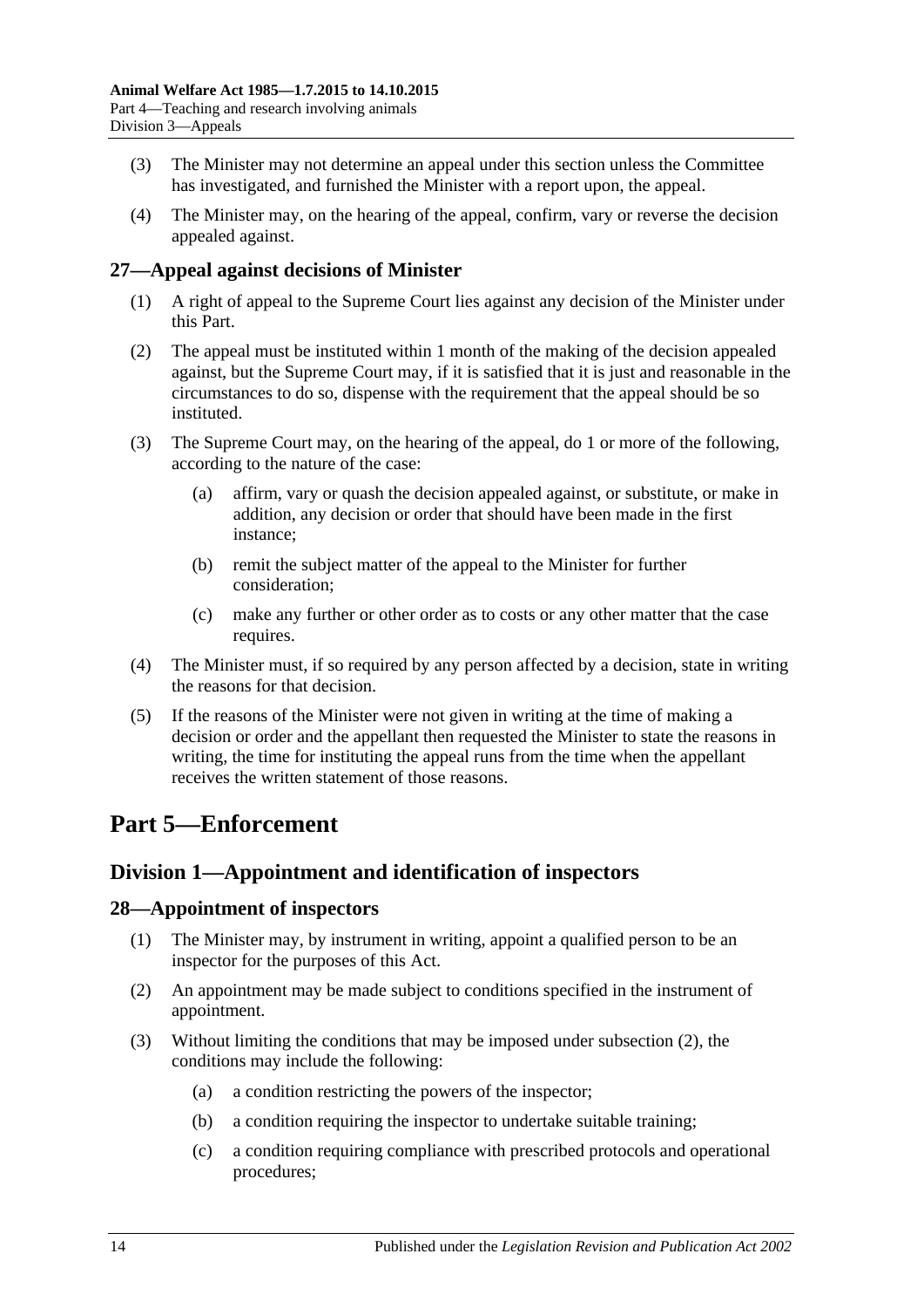(3) The Minister may not determine an appeal under this section unless the Committee has investigated, and furnished the Minister with a report upon, the appeal.

(4) The Minister may, on the hearing of the appeal, confirm, vary or reverse the decision appealed against.

### 27—Appeal against decisions of Minister

(1) A right of appeal to the Supreme Court lies against any decision of the Minister under this Part.

(2) The appeal must be instituted within 1 month of the making of the decision appealed against, but the Supreme Court may, if it is satisfied that it is just and reasonable in the circumstances to do so, dispense with the requirement that the appeal should be so instituted.

(3) The Supreme Court may, on the hearing of the appeal, do 1 or more of the following, according to the nature of the case:

(a) affirm, vary or quash the decision appealed against, or substitute, or make in addition, any decision or order that should have been made in the first instance;

(b) remit the subject matter of the appeal to the Minister for further consideration;

(c) make any further or other order as to costs or any other matter that the case requires.

(4) The Minister must, if so required by any person affected by a decision, state in writing the reasons for that decision.

(5) If the reasons of the Minister were not given in writing at the time of making a decision or order and the appellant then requested the Minister to state the reasons in writing, the time for instituting the appeal runs from the time when the appellant receives the written statement of those reasons.

# Part 5—Enforcement

## Division 1—Appointment and identification of inspectors

### 28—Appointment of inspectors

(1) The Minister may, by instrument in writing, appoint a qualified person to be an inspector for the purposes of this Act.

(2) An appointment may be made subject to conditions specified in the instrument of appointment.

(3) Without limiting the conditions that may be imposed under subsection (2), the conditions may include the following:

(a) a condition restricting the powers of the inspector;

(b) a condition requiring the inspector to undertake suitable training;

(c) a condition requiring compliance with prescribed protocols and operational procedures;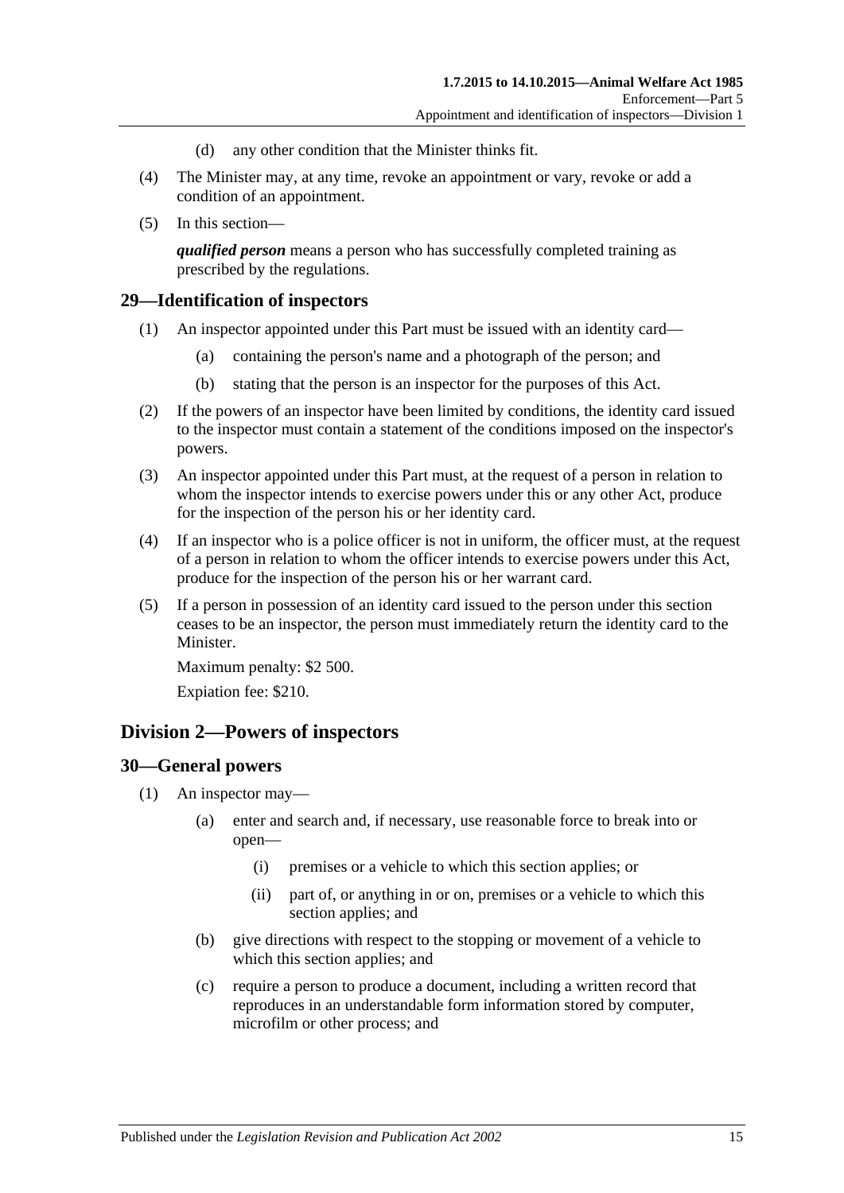(d) any other condition that the Minister thinks fit.

(4) The Minister may, at any time, revoke an appointment or vary, revoke or add a condition of an appointment.

(5) In this section—

***qualified person*** means a person who has successfully completed training as prescribed by the regulations.

## 29—Identification of inspectors

(1) An inspector appointed under this Part must be issued with an identity card—

(a) containing the person's name and a photograph of the person; and

(b) stating that the person is an inspector for the purposes of this Act.

(2) If the powers of an inspector have been limited by conditions, the identity card issued to the inspector must contain a statement of the conditions imposed on the inspector's powers.

(3) An inspector appointed under this Part must, at the request of a person in relation to whom the inspector intends to exercise powers under this or any other Act, produce for the inspection of the person his or her identity card.

(4) If an inspector who is a police officer is not in uniform, the officer must, at the request of a person in relation to whom the officer intends to exercise powers under this Act, produce for the inspection of the person his or her warrant card.

(5) If a person in possession of an identity card issued to the person under this section ceases to be an inspector, the person must immediately return the identity card to the Minister.

Maximum penalty: $2 500.

Expiation fee: $210.

# Division 2—Powers of inspectors

## 30—General powers

(1) An inspector may—

(a) enter and search and, if necessary, use reasonable force to break into or open—

(i) premises or a vehicle to which this section applies; or

(ii) part of, or anything in or on, premises or a vehicle to which this section applies; and

(b) give directions with respect to the stopping or movement of a vehicle to which this section applies; and

(c) require a person to produce a document, including a written record that reproduces in an understandable form information stored by computer, microfilm or other process; and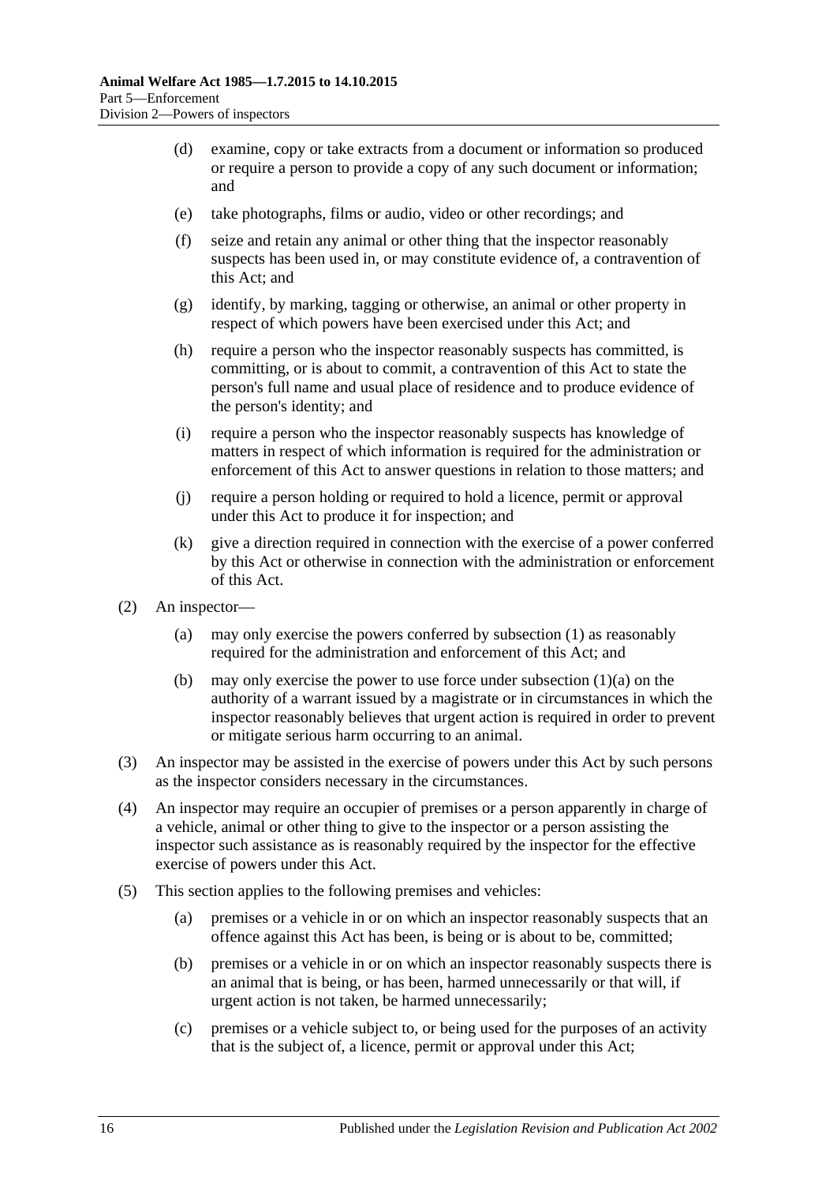(d) examine, copy or take extracts from a document or information so produced or require a person to provide a copy of any such document or information; and

(e) take photographs, films or audio, video or other recordings; and

(f) seize and retain any animal or other thing that the inspector reasonably suspects has been used in, or may constitute evidence of, a contravention of this Act; and

(g) identify, by marking, tagging or otherwise, an animal or other property in respect of which powers have been exercised under this Act; and

(h) require a person who the inspector reasonably suspects has committed, is committing, or is about to commit, a contravention of this Act to state the person's full name and usual place of residence and to produce evidence of the person's identity; and

(i) require a person who the inspector reasonably suspects has knowledge of matters in respect of which information is required for the administration or enforcement of this Act to answer questions in relation to those matters; and

(j) require a person holding or required to hold a licence, permit or approval under this Act to produce it for inspection; and

(k) give a direction required in connection with the exercise of a power conferred by this Act or otherwise in connection with the administration or enforcement of this Act.

(2) An inspector—

(a) may only exercise the powers conferred by subsection (1) as reasonably required for the administration and enforcement of this Act; and

(b) may only exercise the power to use force under subsection (1)(a) on the authority of a warrant issued by a magistrate or in circumstances in which the inspector reasonably believes that urgent action is required in order to prevent or mitigate serious harm occurring to an animal.

(3) An inspector may be assisted in the exercise of powers under this Act by such persons as the inspector considers necessary in the circumstances.

(4) An inspector may require an occupier of premises or a person apparently in charge of a vehicle, animal or other thing to give to the inspector or a person assisting the inspector such assistance as is reasonably required by the inspector for the effective exercise of powers under this Act.

(5) This section applies to the following premises and vehicles:

(a) premises or a vehicle in or on which an inspector reasonably suspects that an offence against this Act has been, is being or is about to be, committed;

(b) premises or a vehicle in or on which an inspector reasonably suspects there is an animal that is being, or has been, harmed unnecessarily or that will, if urgent action is not taken, be harmed unnecessarily;

(c) premises or a vehicle subject to, or being used for the purposes of an activity that is the subject of, a licence, permit or approval under this Act;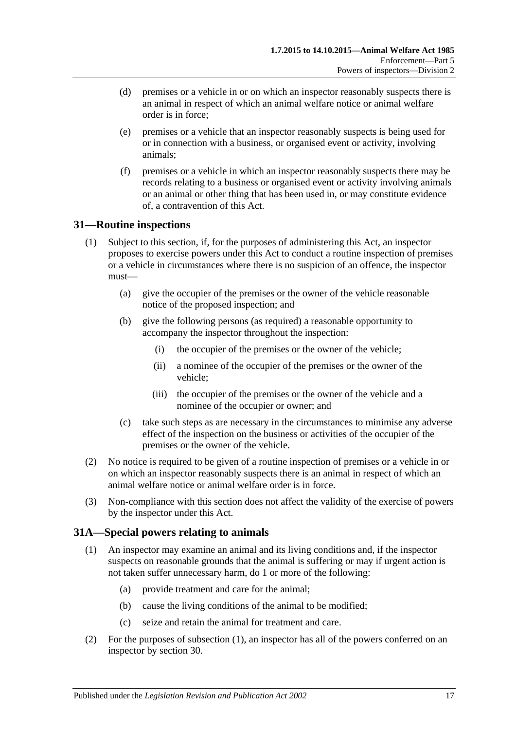(d) premises or a vehicle in or on which an inspector reasonably suspects there is an animal in respect of which an animal welfare notice or animal welfare order is in force;

(e) premises or a vehicle that an inspector reasonably suspects is being used for or in connection with a business, or organised event or activity, involving animals;

(f) premises or a vehicle in which an inspector reasonably suspects there may be records relating to a business or organised event or activity involving animals or an animal or other thing that has been used in, or may constitute evidence of, a contravention of this Act.

## 31—Routine inspections

(1) Subject to this section, if, for the purposes of administering this Act, an inspector proposes to exercise powers under this Act to conduct a routine inspection of premises or a vehicle in circumstances where there is no suspicion of an offence, the inspector must—

(a) give the occupier of the premises or the owner of the vehicle reasonable notice of the proposed inspection; and

(b) give the following persons (as required) a reasonable opportunity to accompany the inspector throughout the inspection:

(i) the occupier of the premises or the owner of the vehicle;

(ii) a nominee of the occupier of the premises or the owner of the vehicle;

(iii) the occupier of the premises or the owner of the vehicle and a nominee of the occupier or owner; and

(c) take such steps as are necessary in the circumstances to minimise any adverse effect of the inspection on the business or activities of the occupier of the premises or the owner of the vehicle.

(2) No notice is required to be given of a routine inspection of premises or a vehicle in or on which an inspector reasonably suspects there is an animal in respect of which an animal welfare notice or animal welfare order is in force.

(3) Non-compliance with this section does not affect the validity of the exercise of powers by the inspector under this Act.

## 31A—Special powers relating to animals

(1) An inspector may examine an animal and its living conditions and, if the inspector suspects on reasonable grounds that the animal is suffering or may if urgent action is not taken suffer unnecessary harm, do 1 or more of the following:

(a) provide treatment and care for the animal;

(b) cause the living conditions of the animal to be modified;

(c) seize and retain the animal for treatment and care.

(2) For the purposes of subsection (1), an inspector has all of the powers conferred on an inspector by section 30.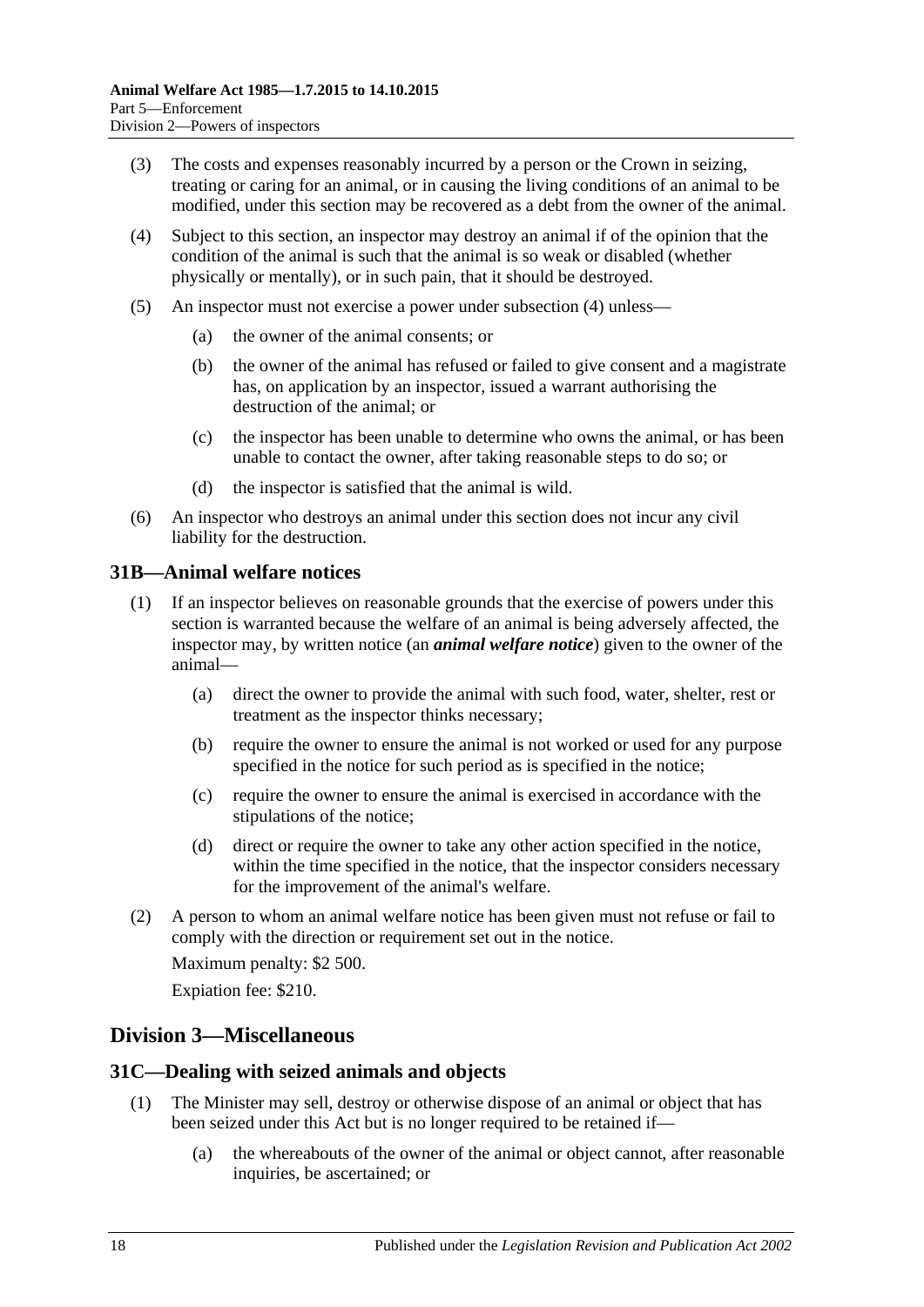(3) The costs and expenses reasonably incurred by a person or the Crown in seizing, treating or caring for an animal, or in causing the living conditions of an animal to be modified, under this section may be recovered as a debt from the owner of the animal.

(4) Subject to this section, an inspector may destroy an animal if of the opinion that the condition of the animal is such that the animal is so weak or disabled (whether physically or mentally), or in such pain, that it should be destroyed.

(5) An inspector must not exercise a power under subsection (4) unless—

(a) the owner of the animal consents; or

(b) the owner of the animal has refused or failed to give consent and a magistrate has, on application by an inspector, issued a warrant authorising the destruction of the animal; or

(c) the inspector has been unable to determine who owns the animal, or has been unable to contact the owner, after taking reasonable steps to do so; or

(d) the inspector is satisfied that the animal is wild.

(6) An inspector who destroys an animal under this section does not incur any civil liability for the destruction.

## 31B—Animal welfare notices

(1) If an inspector believes on reasonable grounds that the exercise of powers under this section is warranted because the welfare of an animal is being adversely affected, the inspector may, by written notice (an ***animal welfare notice***) given to the owner of the animal—

(a) direct the owner to provide the animal with such food, water, shelter, rest or treatment as the inspector thinks necessary;

(b) require the owner to ensure the animal is not worked or used for any purpose specified in the notice for such period as is specified in the notice;

(c) require the owner to ensure the animal is exercised in accordance with the stipulations of the notice;

(d) direct or require the owner to take any other action specified in the notice, within the time specified in the notice, that the inspector considers necessary for the improvement of the animal's welfare.

(2) A person to whom an animal welfare notice has been given must not refuse or fail to comply with the direction or requirement set out in the notice.

Maximum penalty: $2 500.

Expiation fee: $210.

# Division 3—Miscellaneous

## 31C—Dealing with seized animals and objects

(1) The Minister may sell, destroy or otherwise dispose of an animal or object that has been seized under this Act but is no longer required to be retained if—

(a) the whereabouts of the owner of the animal or object cannot, after reasonable inquiries, be ascertained; or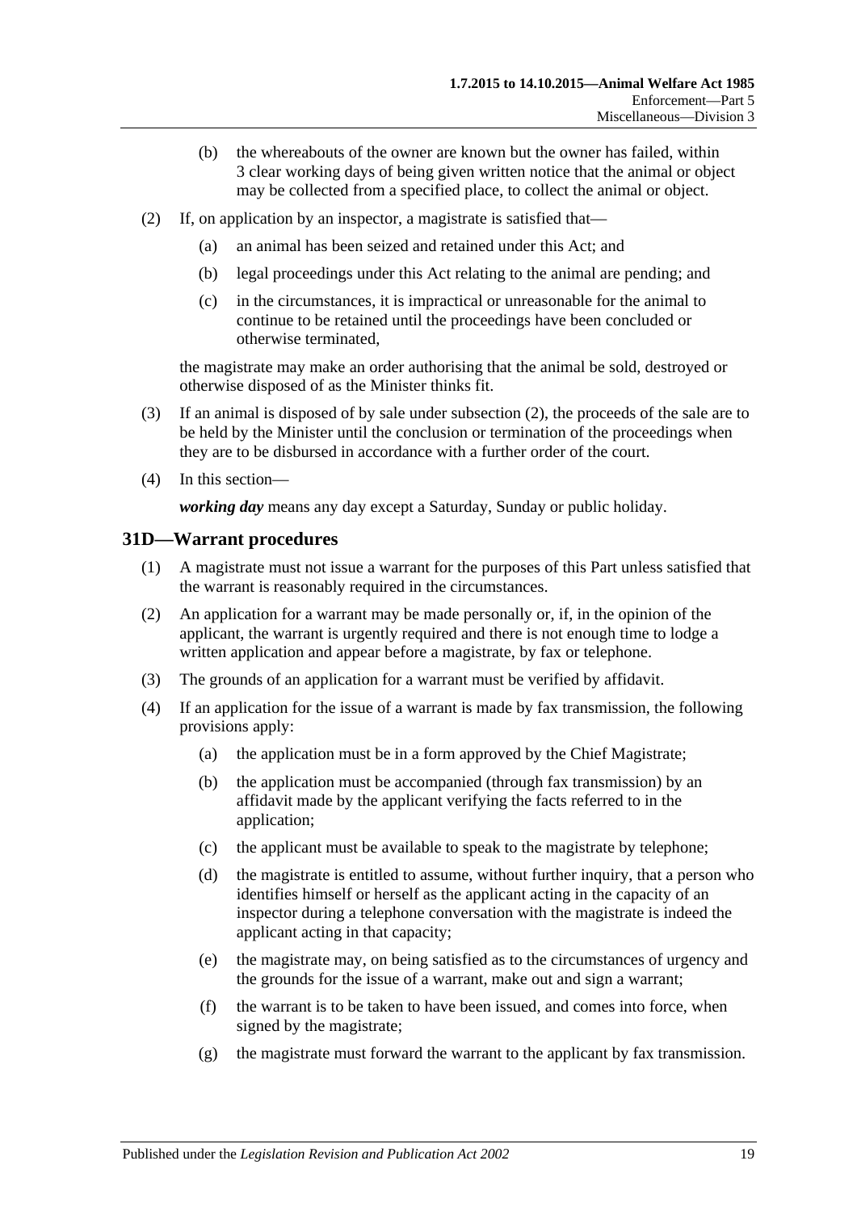(b) the whereabouts of the owner are known but the owner has failed, within 3 clear working days of being given written notice that the animal or object may be collected from a specified place, to collect the animal or object.

(2) If, on application by an inspector, a magistrate is satisfied that—

(a) an animal has been seized and retained under this Act; and

(b) legal proceedings under this Act relating to the animal are pending; and

(c) in the circumstances, it is impractical or unreasonable for the animal to continue to be retained until the proceedings have been concluded or otherwise terminated,

the magistrate may make an order authorising that the animal be sold, destroyed or otherwise disposed of as the Minister thinks fit.

(3) If an animal is disposed of by sale under subsection (2), the proceeds of the sale are to be held by the Minister until the conclusion or termination of the proceedings when they are to be disbursed in accordance with a further order of the court.

(4) In this section—

***working day*** means any day except a Saturday, Sunday or public holiday.

## 31D—Warrant procedures

(1) A magistrate must not issue a warrant for the purposes of this Part unless satisfied that the warrant is reasonably required in the circumstances.

(2) An application for a warrant may be made personally or, if, in the opinion of the applicant, the warrant is urgently required and there is not enough time to lodge a written application and appear before a magistrate, by fax or telephone.

(3) The grounds of an application for a warrant must be verified by affidavit.

(4) If an application for the issue of a warrant is made by fax transmission, the following provisions apply:

(a) the application must be in a form approved by the Chief Magistrate;

(b) the application must be accompanied (through fax transmission) by an affidavit made by the applicant verifying the facts referred to in the application;

(c) the applicant must be available to speak to the magistrate by telephone;

(d) the magistrate is entitled to assume, without further inquiry, that a person who identifies himself or herself as the applicant acting in the capacity of an inspector during a telephone conversation with the magistrate is indeed the applicant acting in that capacity;

(e) the magistrate may, on being satisfied as to the circumstances of urgency and the grounds for the issue of a warrant, make out and sign a warrant;

(f) the warrant is to be taken to have been issued, and comes into force, when signed by the magistrate;

(g) the magistrate must forward the warrant to the applicant by fax transmission.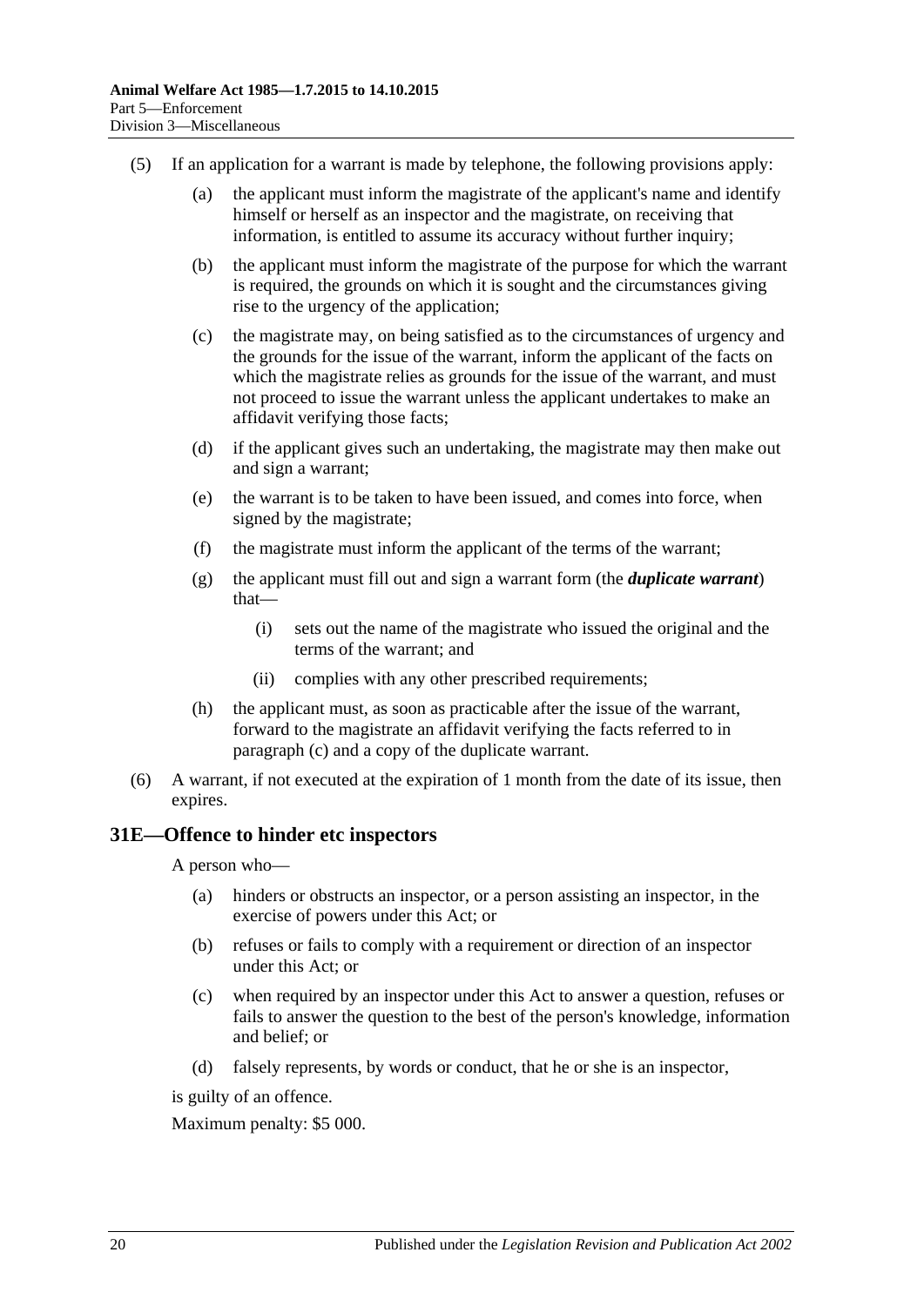(5) If an application for a warrant is made by telephone, the following provisions apply:

(a) the applicant must inform the magistrate of the applicant's name and identify himself or herself as an inspector and the magistrate, on receiving that information, is entitled to assume its accuracy without further inquiry;

(b) the applicant must inform the magistrate of the purpose for which the warrant is required, the grounds on which it is sought and the circumstances giving rise to the urgency of the application;

(c) the magistrate may, on being satisfied as to the circumstances of urgency and the grounds for the issue of the warrant, inform the applicant of the facts on which the magistrate relies as grounds for the issue of the warrant, and must not proceed to issue the warrant unless the applicant undertakes to make an affidavit verifying those facts;

(d) if the applicant gives such an undertaking, the magistrate may then make out and sign a warrant;

(e) the warrant is to be taken to have been issued, and comes into force, when signed by the magistrate;

(f) the magistrate must inform the applicant of the terms of the warrant;

(g) the applicant must fill out and sign a warrant form (the ***duplicate warrant***) that—

(i) sets out the name of the magistrate who issued the original and the terms of the warrant; and

(ii) complies with any other prescribed requirements;

(h) the applicant must, as soon as practicable after the issue of the warrant, forward to the magistrate an affidavit verifying the facts referred to in paragraph (c) and a copy of the duplicate warrant.

(6) A warrant, if not executed at the expiration of 1 month from the date of its issue, then expires.

## 31E—Offence to hinder etc inspectors

A person who—

(a) hinders or obstructs an inspector, or a person assisting an inspector, in the exercise of powers under this Act; or

(b) refuses or fails to comply with a requirement or direction of an inspector under this Act; or

(c) when required by an inspector under this Act to answer a question, refuses or fails to answer the question to the best of the person's knowledge, information and belief; or

(d) falsely represents, by words or conduct, that he or she is an inspector,

is guilty of an offence.

Maximum penalty: $5 000.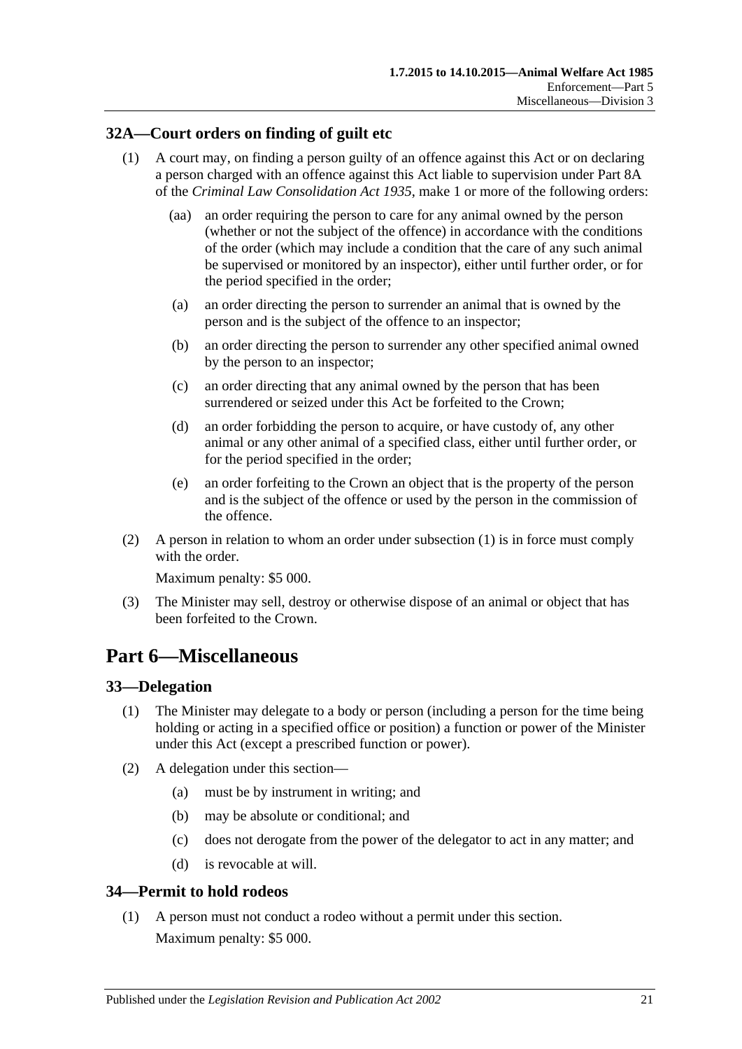### 32A—Court orders on finding of guilt etc

(1) A court may, on finding a person guilty of an offence against this Act or on declaring a person charged with an offence against this Act liable to supervision under Part 8A of the *Criminal Law Consolidation Act 1935*, make 1 or more of the following orders:

  (aa) an order requiring the person to care for any animal owned by the person (whether or not the subject of the offence) in accordance with the conditions of the order (which may include a condition that the care of any such animal be supervised or monitored by an inspector), either until further order, or for the period specified in the order;

  (a) an order directing the person to surrender an animal that is owned by the person and is the subject of the offence to an inspector;

  (b) an order directing the person to surrender any other specified animal owned by the person to an inspector;

  (c) an order directing that any animal owned by the person that has been surrendered or seized under this Act be forfeited to the Crown;

  (d) an order forbidding the person to acquire, or have custody of, any other animal or any other animal of a specified class, either until further order, or for the period specified in the order;

  (e) an order forfeiting to the Crown an object that is the property of the person and is the subject of the offence or used by the person in the commission of the offence.

(2) A person in relation to whom an order under subsection (1) is in force must comply with the order.

Maximum penalty: $5 000.

(3) The Minister may sell, destroy or otherwise dispose of an animal or object that has been forfeited to the Crown.

# Part 6—Miscellaneous

### 33—Delegation

(1) The Minister may delegate to a body or person (including a person for the time being holding or acting in a specified office or position) a function or power of the Minister under this Act (except a prescribed function or power).

(2) A delegation under this section—

  (a) must be by instrument in writing; and

  (b) may be absolute or conditional; and

  (c) does not derogate from the power of the delegator to act in any matter; and

  (d) is revocable at will.

### 34—Permit to hold rodeos

(1) A person must not conduct a rodeo without a permit under this section.

Maximum penalty: $5 000.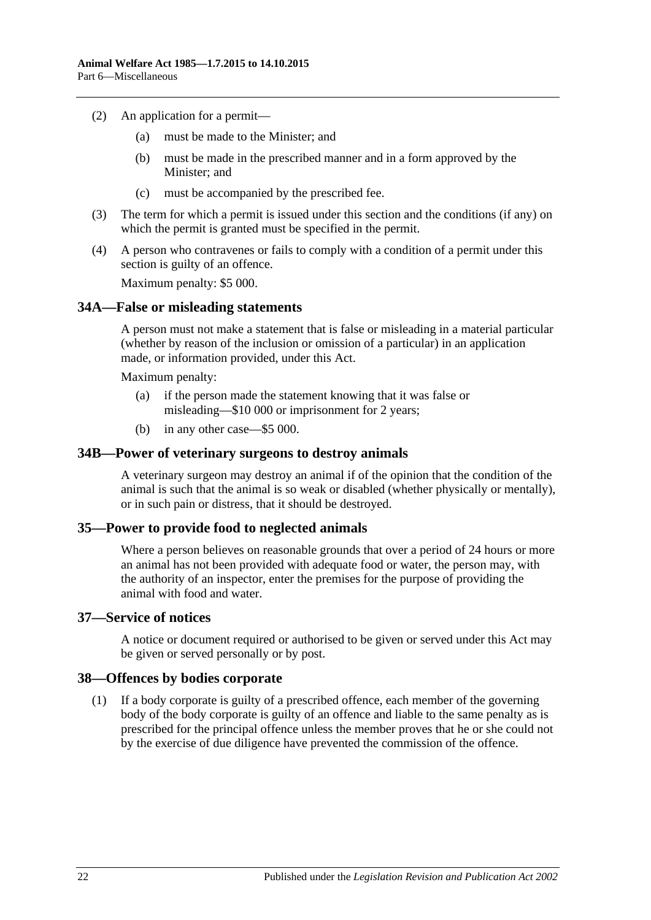(2) An application for a permit—

(a) must be made to the Minister; and

(b) must be made in the prescribed manner and in a form approved by the Minister; and

(c) must be accompanied by the prescribed fee.

(3) The term for which a permit is issued under this section and the conditions (if any) on which the permit is granted must be specified in the permit.

(4) A person who contravenes or fails to comply with a condition of a permit under this section is guilty of an offence.

Maximum penalty: $5 000.

## 34A—False or misleading statements

A person must not make a statement that is false or misleading in a material particular (whether by reason of the inclusion or omission of a particular) in an application made, or information provided, under this Act.

Maximum penalty:

(a) if the person made the statement knowing that it was false or misleading—$10 000 or imprisonment for 2 years;

(b) in any other case—$5 000.

## 34B—Power of veterinary surgeons to destroy animals

A veterinary surgeon may destroy an animal if of the opinion that the condition of the animal is such that the animal is so weak or disabled (whether physically or mentally), or in such pain or distress, that it should be destroyed.

## 35—Power to provide food to neglected animals

Where a person believes on reasonable grounds that over a period of 24 hours or more an animal has not been provided with adequate food or water, the person may, with the authority of an inspector, enter the premises for the purpose of providing the animal with food and water.

## 37—Service of notices

A notice or document required or authorised to be given or served under this Act may be given or served personally or by post.

## 38—Offences by bodies corporate

(1) If a body corporate is guilty of a prescribed offence, each member of the governing body of the body corporate is guilty of an offence and liable to the same penalty as is prescribed for the principal offence unless the member proves that he or she could not by the exercise of due diligence have prevented the commission of the offence.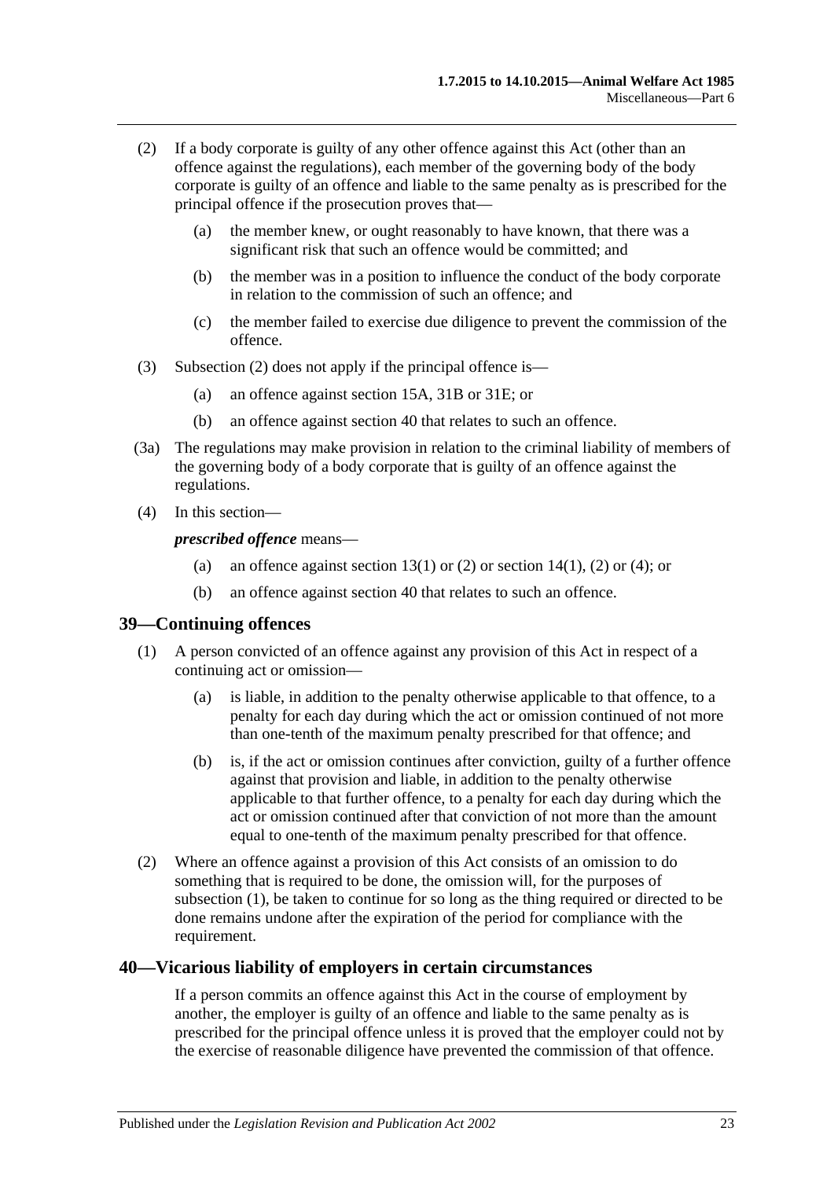(2) If a body corporate is guilty of any other offence against this Act (other than an offence against the regulations), each member of the governing body of the body corporate is guilty of an offence and liable to the same penalty as is prescribed for the principal offence if the prosecution proves that—

(a) the member knew, or ought reasonably to have known, that there was a significant risk that such an offence would be committed; and

(b) the member was in a position to influence the conduct of the body corporate in relation to the commission of such an offence; and

(c) the member failed to exercise due diligence to prevent the commission of the offence.

(3) Subsection (2) does not apply if the principal offence is—

(a) an offence against section 15A, 31B or 31E; or

(b) an offence against section 40 that relates to such an offence.

(3a) The regulations may make provision in relation to the criminal liability of members of the governing body of a body corporate that is guilty of an offence against the regulations.

(4) In this section—

***prescribed offence*** means—

(a) an offence against section 13(1) or (2) or section 14(1), (2) or (4); or

(b) an offence against section 40 that relates to such an offence.

## 39—Continuing offences

(1) A person convicted of an offence against any provision of this Act in respect of a continuing act or omission—

(a) is liable, in addition to the penalty otherwise applicable to that offence, to a penalty for each day during which the act or omission continued of not more than one-tenth of the maximum penalty prescribed for that offence; and

(b) is, if the act or omission continues after conviction, guilty of a further offence against that provision and liable, in addition to the penalty otherwise applicable to that further offence, to a penalty for each day during which the act or omission continued after that conviction of not more than the amount equal to one-tenth of the maximum penalty prescribed for that offence.

(2) Where an offence against a provision of this Act consists of an omission to do something that is required to be done, the omission will, for the purposes of subsection (1), be taken to continue for so long as the thing required or directed to be done remains undone after the expiration of the period for compliance with the requirement.

## 40—Vicarious liability of employers in certain circumstances

If a person commits an offence against this Act in the course of employment by another, the employer is guilty of an offence and liable to the same penalty as is prescribed for the principal offence unless it is proved that the employer could not by the exercise of reasonable diligence have prevented the commission of that offence.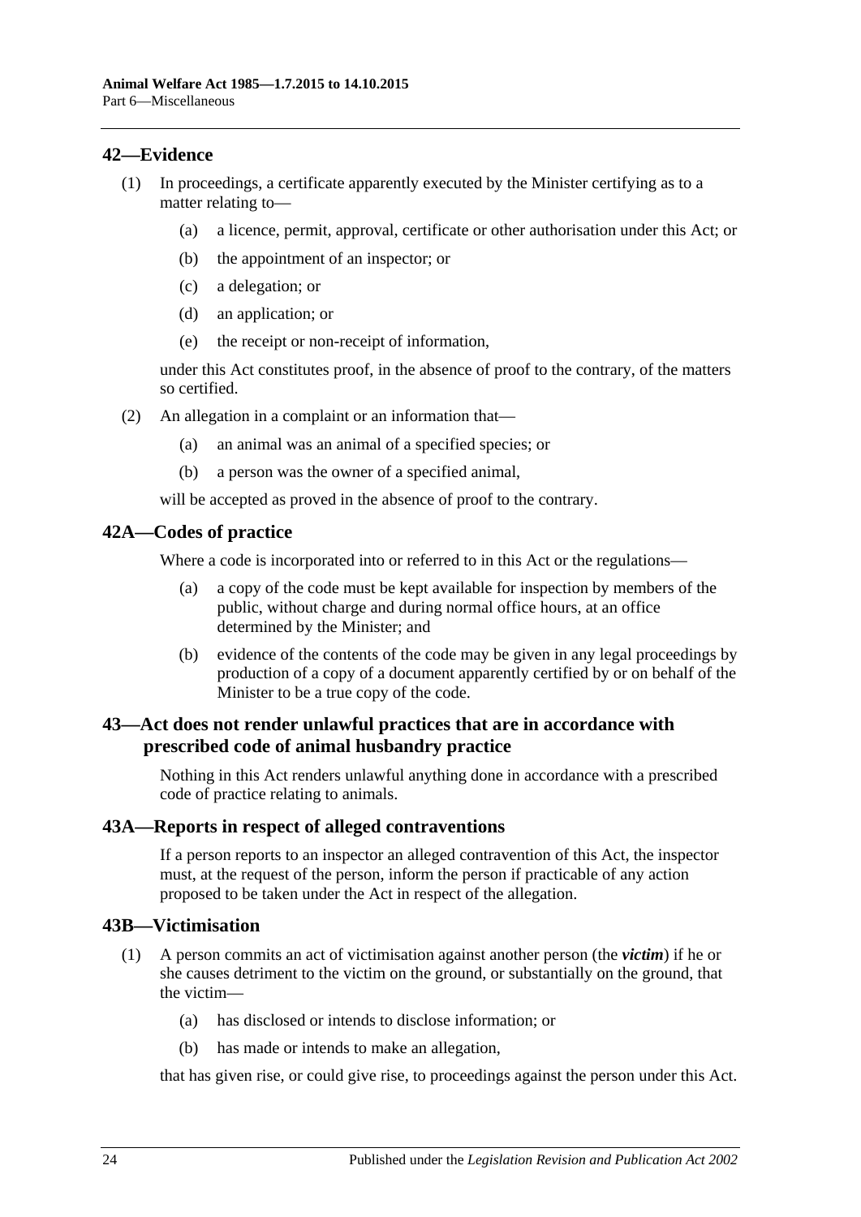## 42—Evidence

(1) In proceedings, a certificate apparently executed by the Minister certifying as to a matter relating to—

(a) a licence, permit, approval, certificate or other authorisation under this Act; or

(b) the appointment of an inspector; or

(c) a delegation; or

(d) an application; or

(e) the receipt or non-receipt of information,

under this Act constitutes proof, in the absence of proof to the contrary, of the matters so certified.

(2) An allegation in a complaint or an information that—

(a) an animal was an animal of a specified species; or

(b) a person was the owner of a specified animal,

will be accepted as proved in the absence of proof to the contrary.

## 42A—Codes of practice

Where a code is incorporated into or referred to in this Act or the regulations—

(a) a copy of the code must be kept available for inspection by members of the public, without charge and during normal office hours, at an office determined by the Minister; and

(b) evidence of the contents of the code may be given in any legal proceedings by production of a copy of a document apparently certified by or on behalf of the Minister to be a true copy of the code.

## 43—Act does not render unlawful practices that are in accordance with prescribed code of animal husbandry practice

Nothing in this Act renders unlawful anything done in accordance with a prescribed code of practice relating to animals.

## 43A—Reports in respect of alleged contraventions

If a person reports to an inspector an alleged contravention of this Act, the inspector must, at the request of the person, inform the person if practicable of any action proposed to be taken under the Act in respect of the allegation.

## 43B—Victimisation

(1) A person commits an act of victimisation against another person (the ***victim***) if he or she causes detriment to the victim on the ground, or substantially on the ground, that the victim—

(a) has disclosed or intends to disclose information; or

(b) has made or intends to make an allegation,

that has given rise, or could give rise, to proceedings against the person under this Act.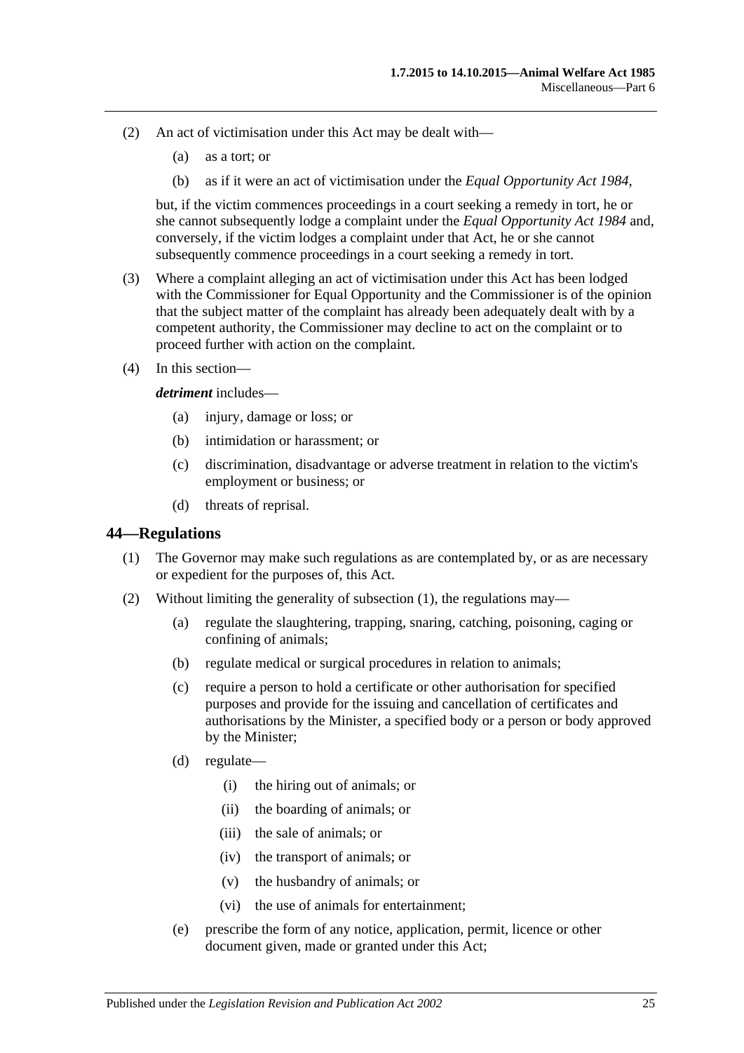(2) An act of victimisation under this Act may be dealt with—

(a) as a tort; or

(b) as if it were an act of victimisation under the *Equal Opportunity Act 1984*,

but, if the victim commences proceedings in a court seeking a remedy in tort, he or she cannot subsequently lodge a complaint under the *Equal Opportunity Act 1984* and, conversely, if the victim lodges a complaint under that Act, he or she cannot subsequently commence proceedings in a court seeking a remedy in tort.

(3) Where a complaint alleging an act of victimisation under this Act has been lodged with the Commissioner for Equal Opportunity and the Commissioner is of the opinion that the subject matter of the complaint has already been adequately dealt with by a competent authority, the Commissioner may decline to act on the complaint or to proceed further with action on the complaint.

(4) In this section—

***detriment*** includes—

(a) injury, damage or loss; or

(b) intimidation or harassment; or

(c) discrimination, disadvantage or adverse treatment in relation to the victim's employment or business; or

(d) threats of reprisal.

## 44—Regulations

(1) The Governor may make such regulations as are contemplated by, or as are necessary or expedient for the purposes of, this Act.

(2) Without limiting the generality of subsection (1), the regulations may—

(a) regulate the slaughtering, trapping, snaring, catching, poisoning, caging or confining of animals;

(b) regulate medical or surgical procedures in relation to animals;

(c) require a person to hold a certificate or other authorisation for specified purposes and provide for the issuing and cancellation of certificates and authorisations by the Minister, a specified body or a person or body approved by the Minister;

(d) regulate—

(i) the hiring out of animals; or

(ii) the boarding of animals; or

(iii) the sale of animals; or

(iv) the transport of animals; or

(v) the husbandry of animals; or

(vi) the use of animals for entertainment;

(e) prescribe the form of any notice, application, permit, licence or other document given, made or granted under this Act;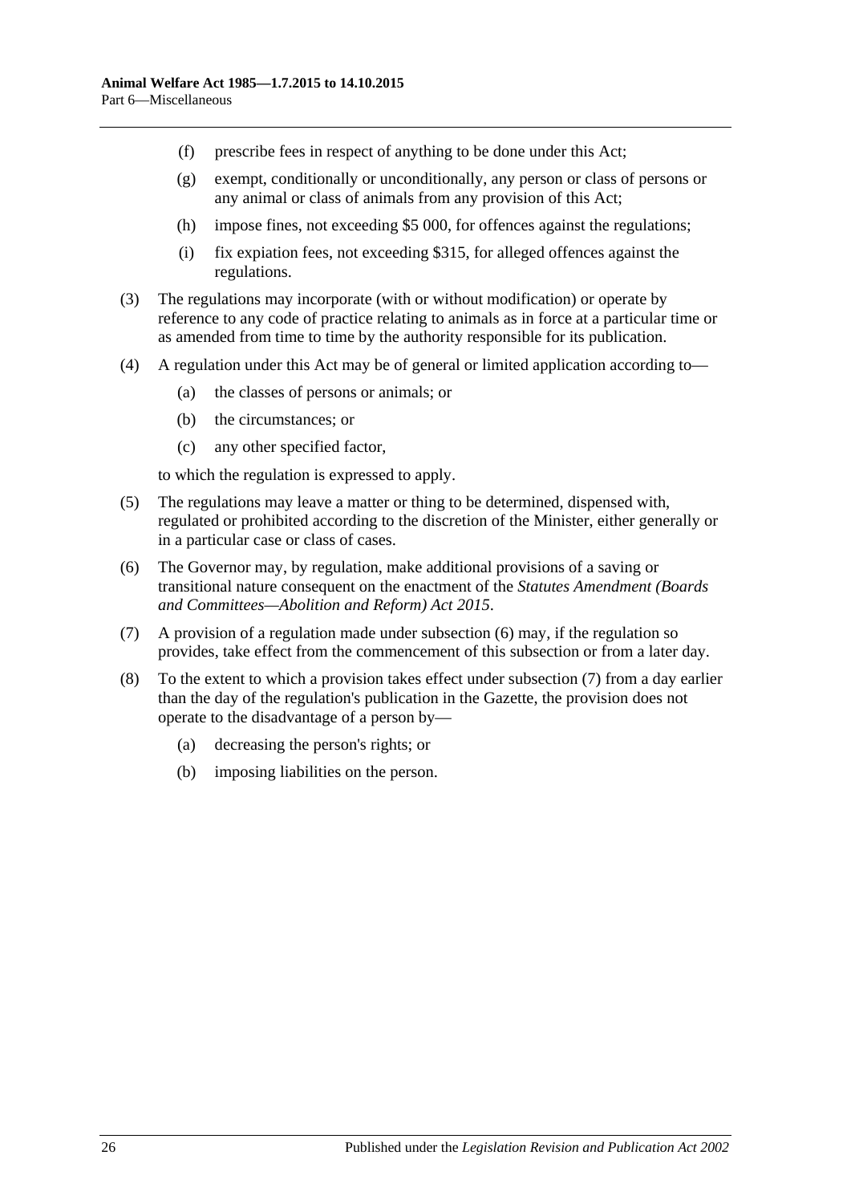(f) prescribe fees in respect of anything to be done under this Act;

(g) exempt, conditionally or unconditionally, any person or class of persons or any animal or class of animals from any provision of this Act;

(h) impose fines, not exceeding $5 000, for offences against the regulations;

(i) fix expiation fees, not exceeding $315, for alleged offences against the regulations.

(3) The regulations may incorporate (with or without modification) or operate by reference to any code of practice relating to animals as in force at a particular time or as amended from time to time by the authority responsible for its publication.

(4) A regulation under this Act may be of general or limited application according to—

(a) the classes of persons or animals; or

(b) the circumstances; or

(c) any other specified factor,

to which the regulation is expressed to apply.

(5) The regulations may leave a matter or thing to be determined, dispensed with, regulated or prohibited according to the discretion of the Minister, either generally or in a particular case or class of cases.

(6) The Governor may, by regulation, make additional provisions of a saving or transitional nature consequent on the enactment of the *Statutes Amendment (Boards and Committees—Abolition and Reform) Act 2015*.

(7) A provision of a regulation made under subsection (6) may, if the regulation so provides, take effect from the commencement of this subsection or from a later day.

(8) To the extent to which a provision takes effect under subsection (7) from a day earlier than the day of the regulation's publication in the Gazette, the provision does not operate to the disadvantage of a person by—

(a) decreasing the person's rights; or

(b) imposing liabilities on the person.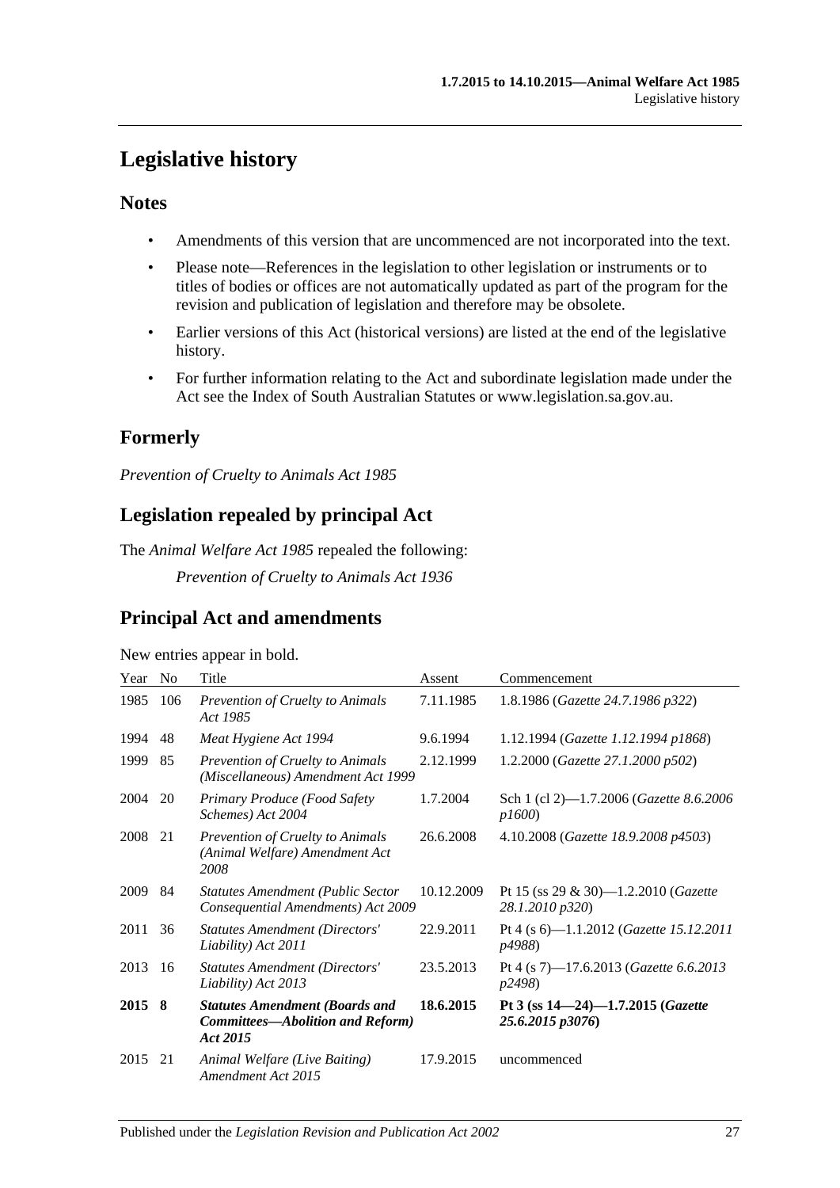# Legislative history

## Notes

- Amendments of this version that are uncommenced are not incorporated into the text.
- Please note—References in the legislation to other legislation or instruments or to titles of bodies or offices are not automatically updated as part of the program for the revision and publication of legislation and therefore may be obsolete.
- Earlier versions of this Act (historical versions) are listed at the end of the legislative history.
- For further information relating to the Act and subordinate legislation made under the Act see the Index of South Australian Statutes or www.legislation.sa.gov.au.

## Formerly

*Prevention of Cruelty to Animals Act 1985*

## Legislation repealed by principal Act

The *Animal Welfare Act 1985* repealed the following:

*Prevention of Cruelty to Animals Act 1936*

## Principal Act and amendments

New entries appear in bold.

| Year | No | Title | Assent | Commencement |
|---|---|---|---|---|
| 1985 | 106 | *Prevention of Cruelty to Animals Act 1985* | 7.11.1985 | 1.8.1986 (*Gazette 24.7.1986 p322*) |
| 1994 | 48 | *Meat Hygiene Act 1994* | 9.6.1994 | 1.12.1994 (*Gazette 1.12.1994 p1868*) |
| 1999 | 85 | *Prevention of Cruelty to Animals (Miscellaneous) Amendment Act 1999* | 2.12.1999 | 1.2.2000 (*Gazette 27.1.2000 p502*) |
| 2004 | 20 | *Primary Produce (Food Safety Schemes) Act 2004* | 1.7.2004 | Sch 1 (cl 2)—1.7.2006 (*Gazette 8.6.2006 p1600*) |
| 2008 | 21 | *Prevention of Cruelty to Animals (Animal Welfare) Amendment Act 2008* | 26.6.2008 | 4.10.2008 (*Gazette 18.9.2008 p4503*) |
| 2009 | 84 | *Statutes Amendment (Public Sector Consequential Amendments) Act 2009* | 10.12.2009 | Pt 15 (ss 29 & 30)—1.2.2010 (*Gazette 28.1.2010 p320*) |
| 2011 | 36 | *Statutes Amendment (Directors' Liability) Act 2011* | 22.9.2011 | Pt 4 (s 6)—1.1.2012 (*Gazette 15.12.2011 p4988*) |
| 2013 | 16 | *Statutes Amendment (Directors' Liability) Act 2013* | 23.5.2013 | Pt 4 (s 7)—17.6.2013 (*Gazette 6.6.2013 p2498*) |
| **2015** | **8** | ***Statutes Amendment (Boards and Committees—Abolition and Reform) Act 2015*** | **18.6.2015** | **Pt 3 (ss 14—24)—1.7.2015 (*Gazette 25.6.2015 p3076*)** |
| 2015 | 21 | *Animal Welfare (Live Baiting) Amendment Act 2015* | 17.9.2015 | uncommenced |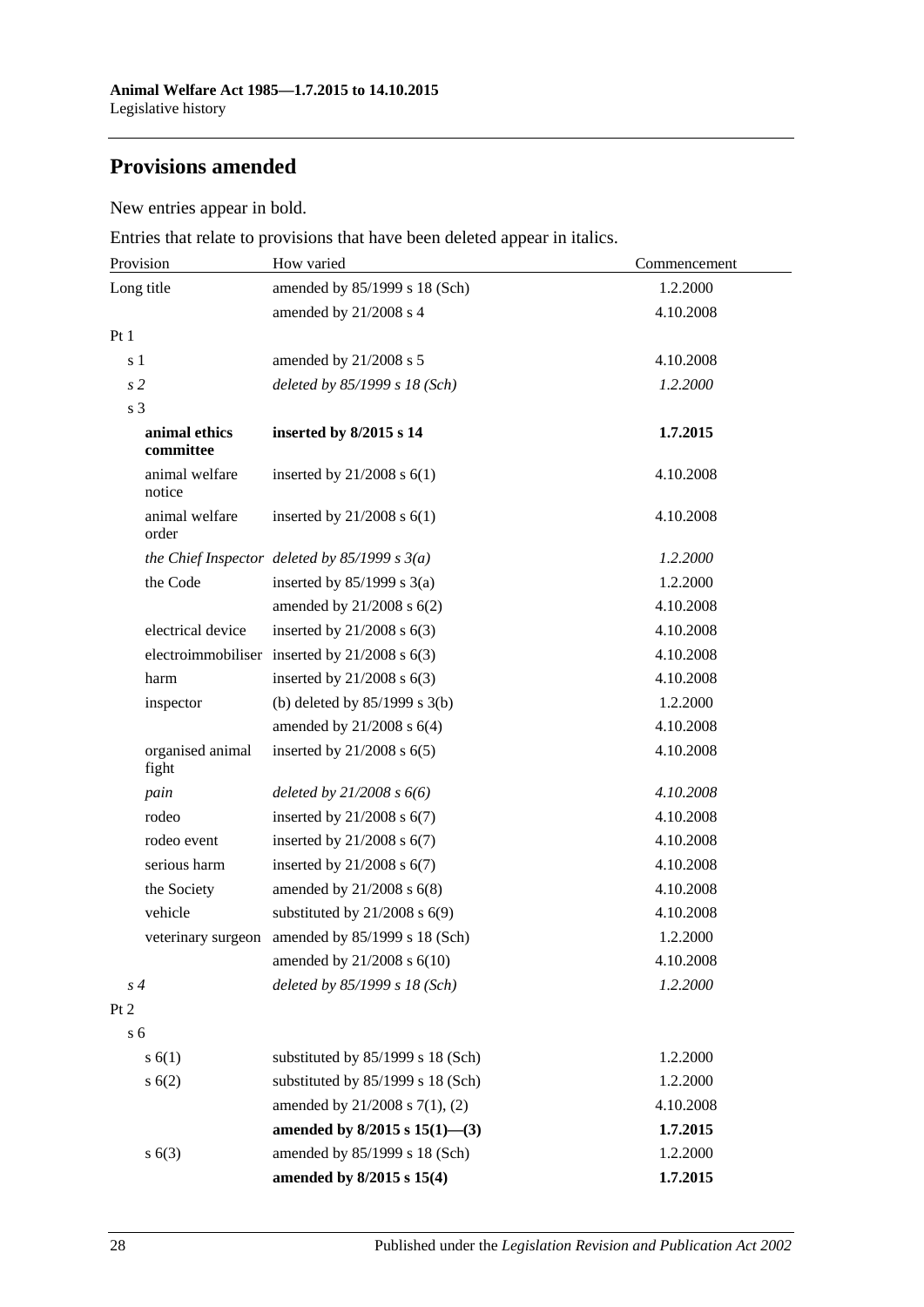## Provisions amended

New entries appear in bold.

Entries that relate to provisions that have been deleted appear in italics.

| Provision | How varied | Commencement |
|---|---|---|
| Long title | amended by 85/1999 s 18 (Sch) | 1.2.2000 |
| | amended by 21/2008 s 4 | 4.10.2008 |
| Pt 1 | | |
| s 1 | amended by 21/2008 s 5 | 4.10.2008 |
| *s 2* | *deleted by 85/1999 s 18 (Sch)* | *1.2.2000* |
| s 3 | | |
| **animal ethics committee** | **inserted by 8/2015 s 14** | **1.7.2015** |
| animal welfare notice | inserted by 21/2008 s 6(1) | 4.10.2008 |
| animal welfare order | inserted by 21/2008 s 6(1) | 4.10.2008 |
| *the Chief Inspector* | *deleted by 85/1999 s 3(a)* | *1.2.2000* |
| the Code | inserted by 85/1999 s 3(a) | 1.2.2000 |
| | amended by 21/2008 s 6(2) | 4.10.2008 |
| electrical device | inserted by 21/2008 s 6(3) | 4.10.2008 |
| electroimmobiliser | inserted by 21/2008 s 6(3) | 4.10.2008 |
| harm | inserted by 21/2008 s 6(3) | 4.10.2008 |
| inspector | (b) deleted by 85/1999 s 3(b) | 1.2.2000 |
| | amended by 21/2008 s 6(4) | 4.10.2008 |
| organised animal fight | inserted by 21/2008 s 6(5) | 4.10.2008 |
| *pain* | *deleted by 21/2008 s 6(6)* | *4.10.2008* |
| rodeo | inserted by 21/2008 s 6(7) | 4.10.2008 |
| rodeo event | inserted by 21/2008 s 6(7) | 4.10.2008 |
| serious harm | inserted by 21/2008 s 6(7) | 4.10.2008 |
| the Society | amended by 21/2008 s 6(8) | 4.10.2008 |
| vehicle | substituted by 21/2008 s 6(9) | 4.10.2008 |
| veterinary surgeon | amended by 85/1999 s 18 (Sch) | 1.2.2000 |
| | amended by 21/2008 s 6(10) | 4.10.2008 |
| *s 4* | *deleted by 85/1999 s 18 (Sch)* | *1.2.2000* |
| Pt 2 | | |
| s 6 | | |
| s 6(1) | substituted by 85/1999 s 18 (Sch) | 1.2.2000 |
| s 6(2) | substituted by 85/1999 s 18 (Sch) | 1.2.2000 |
| | amended by 21/2008 s 7(1), (2) | 4.10.2008 |
| | **amended by 8/2015 s 15(1)—(3)** | **1.7.2015** |
| s 6(3) | amended by 85/1999 s 18 (Sch) | 1.2.2000 |
| | **amended by 8/2015 s 15(4)** | **1.7.2015** |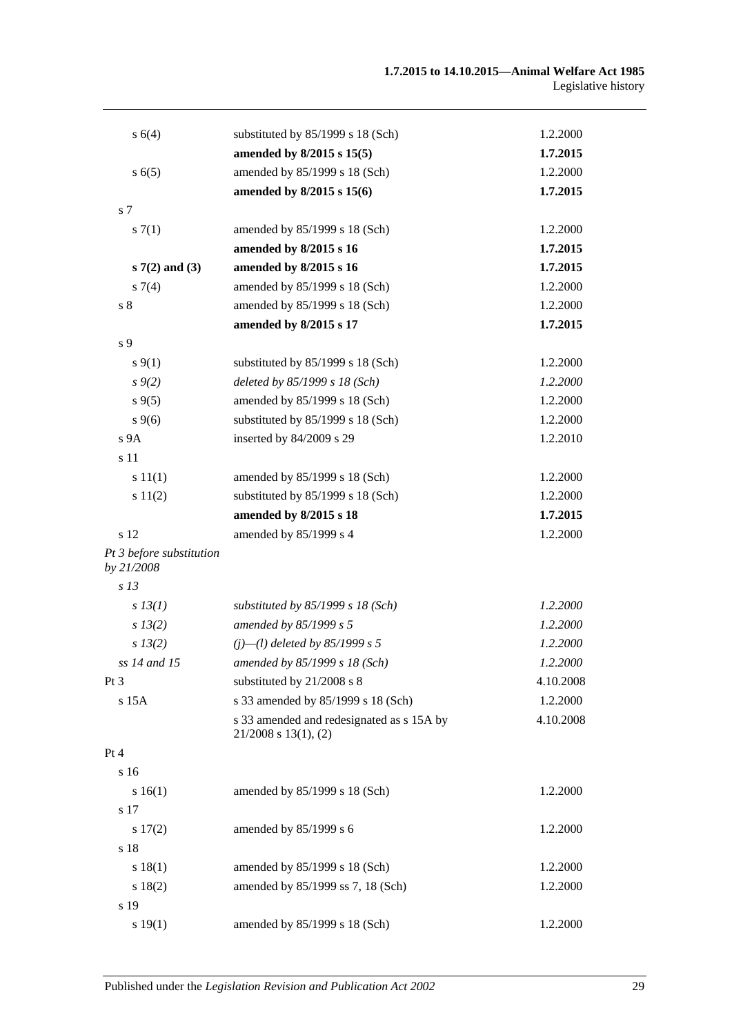| | | |
|---|---|---|
| s 6(4) | substituted by 85/1999 s 18 (Sch) | 1.2.2000 |
| | **amended by 8/2015 s 15(5)** | **1.7.2015** |
| s 6(5) | amended by 85/1999 s 18 (Sch) | 1.2.2000 |
| | **amended by 8/2015 s 15(6)** | **1.7.2015** |
| s 7 | | |
| s 7(1) | amended by 85/1999 s 18 (Sch) | 1.2.2000 |
| | **amended by 8/2015 s 16** | **1.7.2015** |
| **s 7(2) and (3)** | **amended by 8/2015 s 16** | **1.7.2015** |
| s 7(4) | amended by 85/1999 s 18 (Sch) | 1.2.2000 |
| s 8 | amended by 85/1999 s 18 (Sch) | 1.2.2000 |
| | **amended by 8/2015 s 17** | **1.7.2015** |
| s 9 | | |
| s 9(1) | substituted by 85/1999 s 18 (Sch) | 1.2.2000 |
| *s 9(2)* | *deleted by 85/1999 s 18 (Sch)* | *1.2.2000* |
| s 9(5) | amended by 85/1999 s 18 (Sch) | 1.2.2000 |
| s 9(6) | substituted by 85/1999 s 18 (Sch) | 1.2.2000 |
| s 9A | inserted by 84/2009 s 29 | 1.2.2010 |
| s 11 | | |
| s 11(1) | amended by 85/1999 s 18 (Sch) | 1.2.2000 |
| s 11(2) | substituted by 85/1999 s 18 (Sch) | 1.2.2000 |
| | **amended by 8/2015 s 18** | **1.7.2015** |
| s 12 | amended by 85/1999 s 4 | 1.2.2000 |
| *Pt 3 before substitution by 21/2008* | | |
| *s 13* | | |
| *s 13(1)* | *substituted by 85/1999 s 18 (Sch)* | *1.2.2000* |
| *s 13(2)* | *amended by 85/1999 s 5* | *1.2.2000* |
| *s 13(2)* | *(j)—(l) deleted by 85/1999 s 5* | *1.2.2000* |
| *ss 14 and 15* | *amended by 85/1999 s 18 (Sch)* | *1.2.2000* |
| Pt 3 | substituted by 21/2008 s 8 | 4.10.2008 |
| s 15A | s 33 amended by 85/1999 s 18 (Sch) | 1.2.2000 |
| | s 33 amended and redesignated as s 15A by 21/2008 s 13(1), (2) | 4.10.2008 |
| Pt 4 | | |
| s 16 | | |
| s 16(1) | amended by 85/1999 s 18 (Sch) | 1.2.2000 |
| s 17 | | |
| s 17(2) | amended by 85/1999 s 6 | 1.2.2000 |
| s 18 | | |
| s 18(1) | amended by 85/1999 s 18 (Sch) | 1.2.2000 |
| s 18(2) | amended by 85/1999 ss 7, 18 (Sch) | 1.2.2000 |
| s 19 | | |
| s 19(1) | amended by 85/1999 s 18 (Sch) | 1.2.2000 |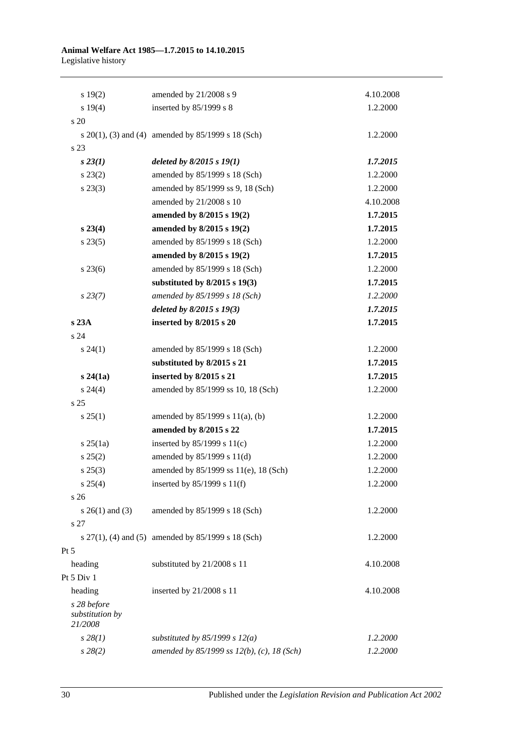| | | |
|---|---|---|
| s 19(2) | amended by 21/2008 s 9 | 4.10.2008 |
| s 19(4) | inserted by 85/1999 s 8 | 1.2.2000 |
| s 20 | | |
| s 20(1), (3) and (4) | amended by 85/1999 s 18 (Sch) | 1.2.2000 |
| s 23 | | |
| *s 23(1)* | *deleted by 8/2015 s 19(1)* | *1.7.2015* |
| s 23(2) | amended by 85/1999 s 18 (Sch) | 1.2.2000 |
| s 23(3) | amended by 85/1999 ss 9, 18 (Sch) | 1.2.2000 |
| | amended by 21/2008 s 10 | 4.10.2008 |
| | **amended by 8/2015 s 19(2)** | **1.7.2015** |
| **s 23(4)** | **amended by 8/2015 s 19(2)** | **1.7.2015** |
| s 23(5) | amended by 85/1999 s 18 (Sch) | 1.2.2000 |
| | **amended by 8/2015 s 19(2)** | **1.7.2015** |
| s 23(6) | amended by 85/1999 s 18 (Sch) | 1.2.2000 |
| | **substituted by 8/2015 s 19(3)** | **1.7.2015** |
| *s 23(7)* | *amended by 85/1999 s 18 (Sch)* | *1.2.2000* |
| | *deleted by 8/2015 s 19(3)* | *1.7.2015* |
| **s 23A** | **inserted by 8/2015 s 20** | **1.7.2015** |
| s 24 | | |
| s 24(1) | amended by 85/1999 s 18 (Sch) | 1.2.2000 |
| | **substituted by 8/2015 s 21** | **1.7.2015** |
| **s 24(1a)** | **inserted by 8/2015 s 21** | **1.7.2015** |
| s 24(4) | amended by 85/1999 ss 10, 18 (Sch) | 1.2.2000 |
| s 25 | | |
| s 25(1) | amended by 85/1999 s 11(a), (b) | 1.2.2000 |
| | **amended by 8/2015 s 22** | **1.7.2015** |
| s 25(1a) | inserted by 85/1999 s 11(c) | 1.2.2000 |
| s 25(2) | amended by 85/1999 s 11(d) | 1.2.2000 |
| s 25(3) | amended by 85/1999 ss 11(e), 18 (Sch) | 1.2.2000 |
| s 25(4) | inserted by 85/1999 s 11(f) | 1.2.2000 |
| s 26 | | |
| s 26(1) and (3) | amended by 85/1999 s 18 (Sch) | 1.2.2000 |
| s 27 | | |
| s 27(1), (4) and (5) | amended by 85/1999 s 18 (Sch) | 1.2.2000 |
| Pt 5 | | |
| heading | substituted by 21/2008 s 11 | 4.10.2008 |
| Pt 5 Div 1 | | |
| heading | inserted by 21/2008 s 11 | 4.10.2008 |
| *s 28 before substitution by 21/2008* | | |
| *s 28(1)* | *substituted by 85/1999 s 12(a)* | *1.2.2000* |
| *s 28(2)* | *amended by 85/1999 ss 12(b), (c), 18 (Sch)* | *1.2.2000* |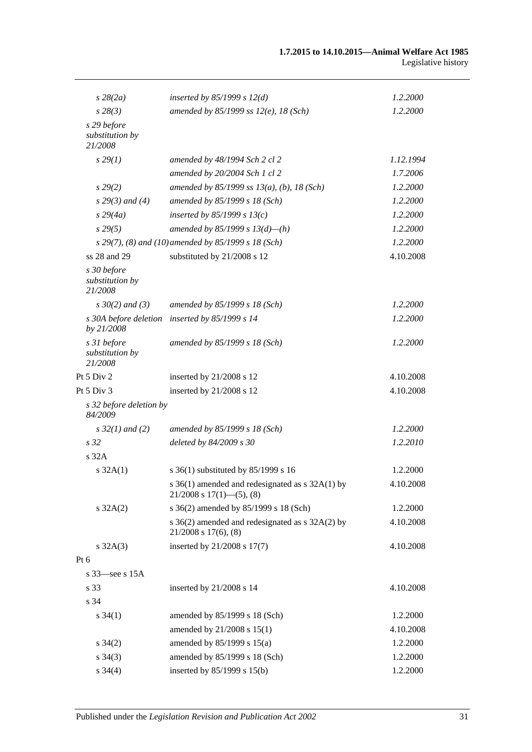| | | |
|---|---|---|
| *s 28(2a)* | *inserted by 85/1999 s 12(d)* | *1.2.2000* |
| *s 28(3)* | *amended by 85/1999 ss 12(e), 18 (Sch)* | *1.2.2000* |
| *s 29 before substitution by 21/2008* | | |
| *s 29(1)* | *amended by 48/1994 Sch 2 cl 2* | *1.12.1994* |
| | *amended by 20/2004 Sch 1 cl 2* | *1.7.2006* |
| *s 29(2)* | *amended by 85/1999 ss 13(a), (b), 18 (Sch)* | *1.2.2000* |
| *s 29(3) and (4)* | *amended by 85/1999 s 18 (Sch)* | *1.2.2000* |
| *s 29(4a)* | *inserted by 85/1999 s 13(c)* | *1.2.2000* |
| *s 29(5)* | *amended by 85/1999 s 13(d)—(h)* | *1.2.2000* |
| *s 29(7), (8) and (10)* | *amended by 85/1999 s 18 (Sch)* | *1.2.2000* |
| ss 28 and 29 | substituted by 21/2008 s 12 | 4.10.2008 |
| *s 30 before substitution by 21/2008* | | |
| *s 30(2) and (3)* | *amended by 85/1999 s 18 (Sch)* | *1.2.2000* |
| *s 30A before deletion by 21/2008* | *inserted by 85/1999 s 14* | *1.2.2000* |
| *s 31 before substitution by 21/2008* | *amended by 85/1999 s 18 (Sch)* | *1.2.2000* |
| Pt 5 Div 2 | inserted by 21/2008 s 12 | 4.10.2008 |
| Pt 5 Div 3 | inserted by 21/2008 s 12 | 4.10.2008 |
| *s 32 before deletion by 84/2009* | | |
| *s 32(1) and (2)* | *amended by 85/1999 s 18 (Sch)* | *1.2.2000* |
| *s 32* | *deleted by 84/2009 s 30* | *1.2.2010* |
| s 32A | | |
| s 32A(1) | s 36(1) substituted by 85/1999 s 16 | 1.2.2000 |
| | s 36(1) amended and redesignated as s 32A(1) by 21/2008 s 17(1)—(5), (8) | 4.10.2008 |
| s 32A(2) | s 36(2) amended by 85/1999 s 18 (Sch) | 1.2.2000 |
| | s 36(2) amended and redesignated as s 32A(2) by 21/2008 s 17(6), (8) | 4.10.2008 |
| s 32A(3) | inserted by 21/2008 s 17(7) | 4.10.2008 |
| Pt 6 | | |
| s 33—see s 15A | | |
| s 33 | inserted by 21/2008 s 14 | 4.10.2008 |
| s 34 | | |
| s 34(1) | amended by 85/1999 s 18 (Sch) | 1.2.2000 |
| | amended by 21/2008 s 15(1) | 4.10.2008 |
| s 34(2) | amended by 85/1999 s 15(a) | 1.2.2000 |
| s 34(3) | amended by 85/1999 s 18 (Sch) | 1.2.2000 |
| s 34(4) | inserted by 85/1999 s 15(b) | 1.2.2000 |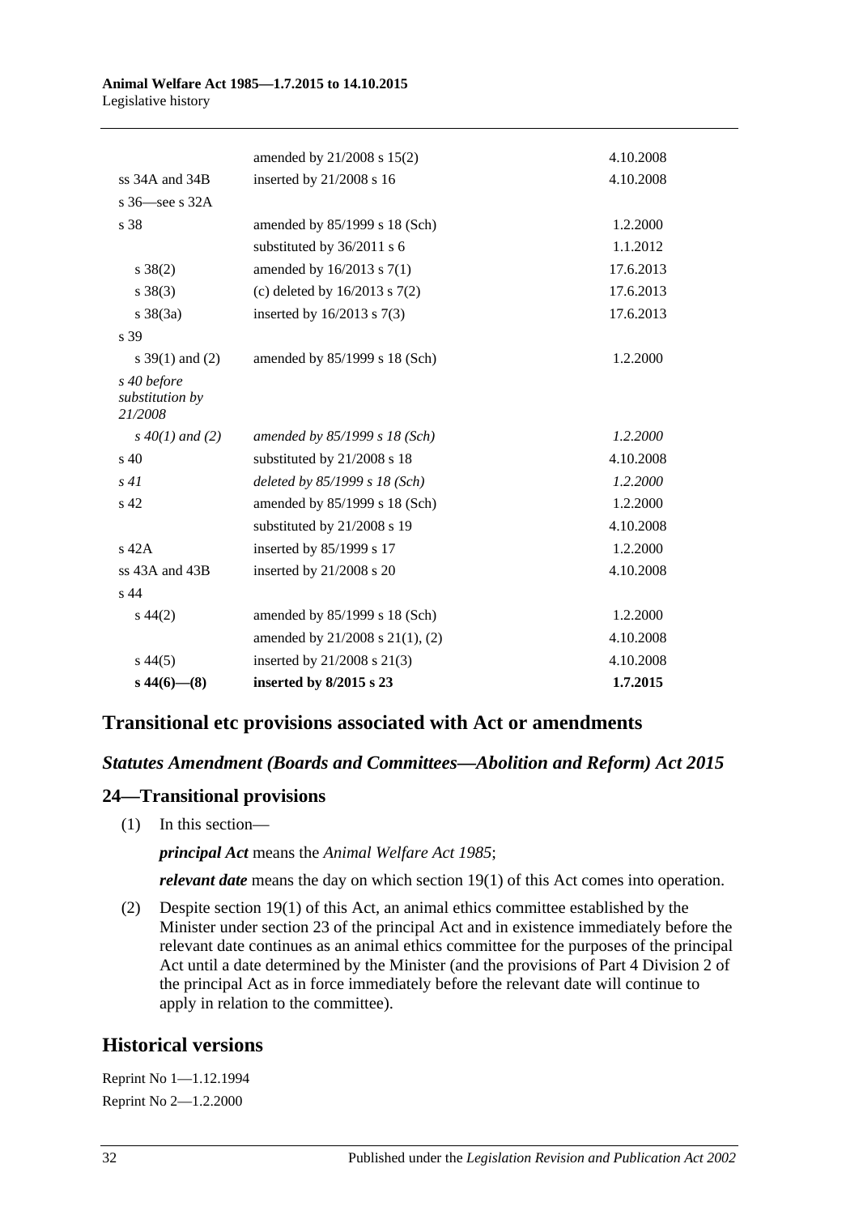| | | |
|---|---|---|
| | amended by 21/2008 s 15(2) | 4.10.2008 |
| ss 34A and 34B | inserted by 21/2008 s 16 | 4.10.2008 |
| s 36—see s 32A | | |
| s 38 | amended by 85/1999 s 18 (Sch) | 1.2.2000 |
| | substituted by 36/2011 s 6 | 1.1.2012 |
| s 38(2) | amended by 16/2013 s 7(1) | 17.6.2013 |
| s 38(3) | (c) deleted by 16/2013 s 7(2) | 17.6.2013 |
| s 38(3a) | inserted by 16/2013 s 7(3) | 17.6.2013 |
| s 39 | | |
| s 39(1) and (2) | amended by 85/1999 s 18 (Sch) | 1.2.2000 |
| *s 40 before substitution by 21/2008* | | |
| *s 40(1) and (2)* | *amended by 85/1999 s 18 (Sch)* | *1.2.2000* |
| s 40 | substituted by 21/2008 s 18 | 4.10.2008 |
| *s 41* | *deleted by 85/1999 s 18 (Sch)* | *1.2.2000* |
| s 42 | amended by 85/1999 s 18 (Sch) | 1.2.2000 |
| | substituted by 21/2008 s 19 | 4.10.2008 |
| s 42A | inserted by 85/1999 s 17 | 1.2.2000 |
| ss 43A and 43B | inserted by 21/2008 s 20 | 4.10.2008 |
| s 44 | | |
| s 44(2) | amended by 85/1999 s 18 (Sch) | 1.2.2000 |
| | amended by 21/2008 s 21(1), (2) | 4.10.2008 |
| s 44(5) | inserted by 21/2008 s 21(3) | 4.10.2008 |
| **s 44(6)—(8)** | **inserted by 8/2015 s 23** | **1.7.2015** |

## Transitional etc provisions associated with Act or amendments

### *Statutes Amendment (Boards and Committees—Abolition and Reform) Act 2015*

### 24—Transitional provisions

(1) In this section—

***principal Act*** means the *Animal Welfare Act 1985*;

***relevant date*** means the day on which section 19(1) of this Act comes into operation.

(2) Despite section 19(1) of this Act, an animal ethics committee established by the Minister under section 23 of the principal Act and in existence immediately before the relevant date continues as an animal ethics committee for the purposes of the principal Act until a date determined by the Minister (and the provisions of Part 4 Division 2 of the principal Act as in force immediately before the relevant date will continue to apply in relation to the committee).

## Historical versions

Reprint No 1—1.12.1994

Reprint No 2—1.2.2000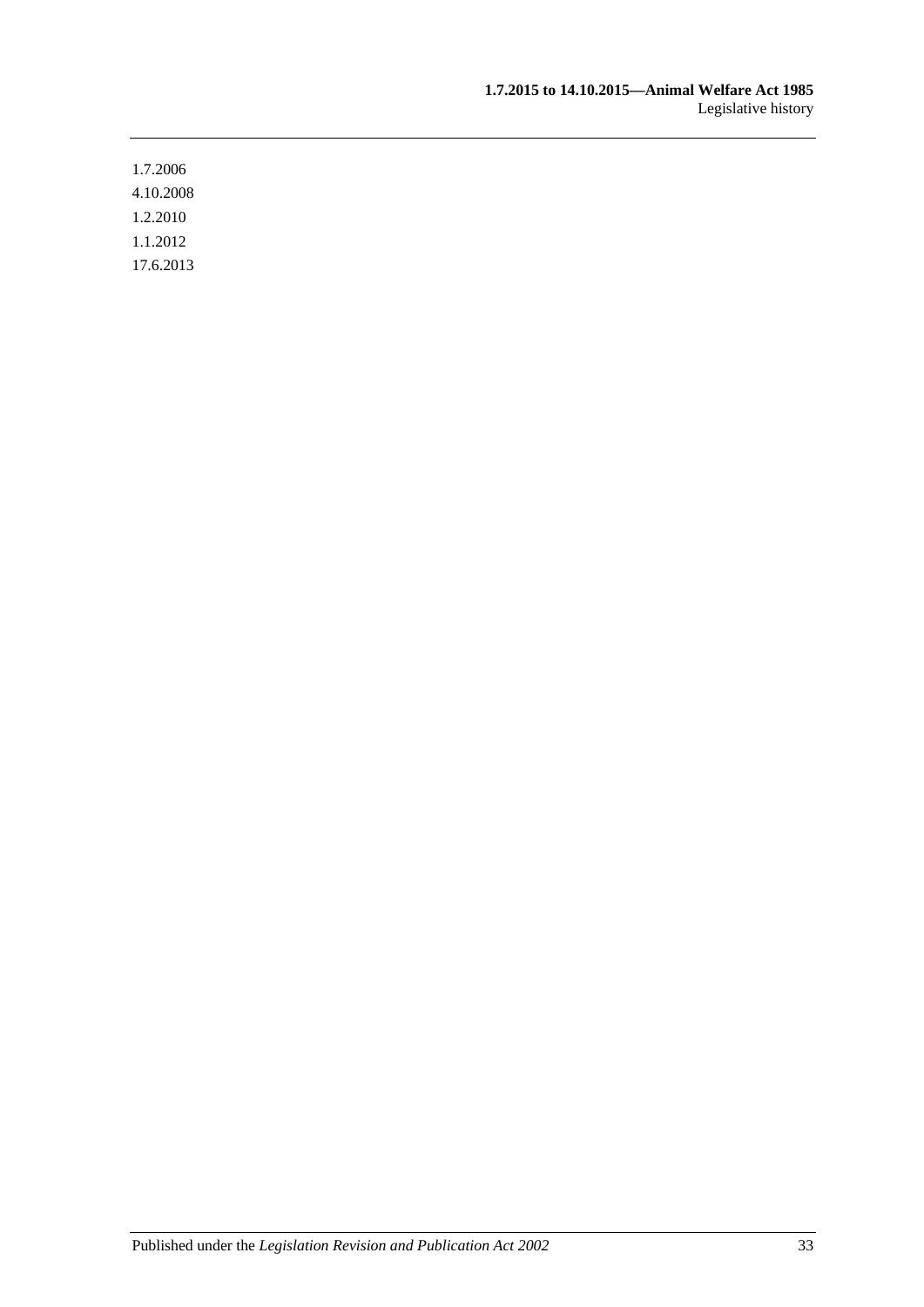1.7.2006

4.10.2008

1.2.2010

1.1.2012

17.6.2013